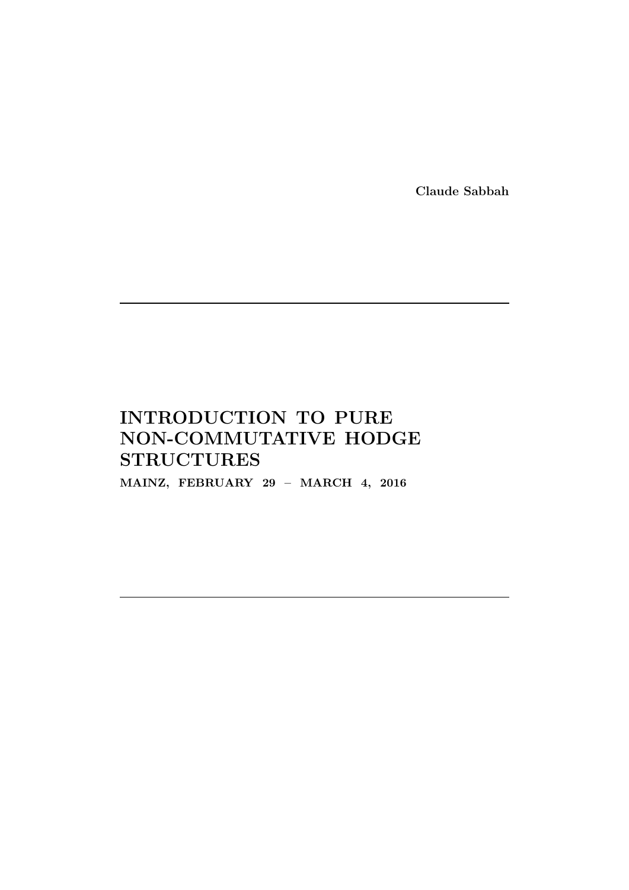**Claude Sabbah**

# INTRODUCTION TO PURE NON-COMMUTATIVE HODGE STRUCTURES

**MAINZ, FEBRUARY 29 – MARCH 4, 2016**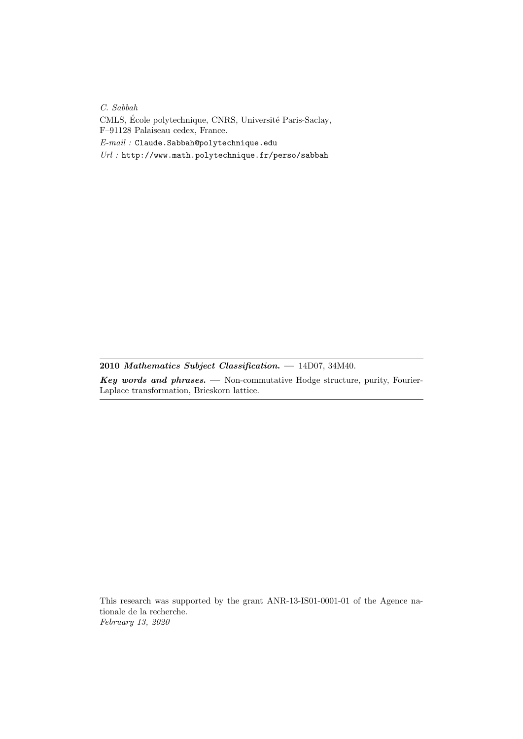*C. Sabbah*
CMLS, École polytechnique, CNRS, Université Paris-Saclay,
F–91128 Palaiseau cedex, France.
*E-mail :* Claude.Sabbah@polytechnique.edu
*Url :* http://www.math.polytechnique.fr/perso/sabbah

---

**2010** ***Mathematics Subject Classification.*** — 14D07, 34M40.

***Key words and phrases.*** — Non-commutative Hodge structure, purity, Fourier-Laplace transformation, Brieskorn lattice.

---

This research was supported by the grant ANR-13-IS01-0001-01 of the Agence nationale de la recherche.
*February 13, 2020*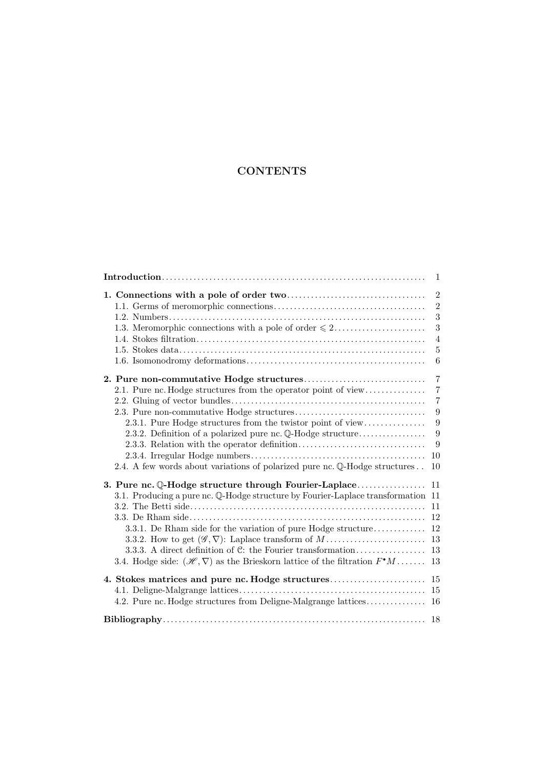# CONTENTS

| | |
|---|---|
| **Introduction** | 1 |
| **1. Connections with a pole of order two** | 2 |
| 1.1. Germs of meromorphic connections | 2 |
| 1.2. Numbers | 3 |
| 1.3. Meromorphic connections with a pole of order $\leqslant 2$ | 3 |
| 1.4. Stokes filtration | 4 |
| 1.5. Stokes data | 5 |
| 1.6. Isomonodromy deformations | 6 |
| **2. Pure non-commutative Hodge structures** | 7 |
| 2.1. Pure nc. Hodge structures from the operator point of view | 7 |
| 2.2. Gluing of vector bundles | 7 |
| 2.3. Pure non-commutative Hodge structures | 9 |
| 2.3.1. Pure Hodge structures from the twistor point of view | 9 |
| 2.3.2. Definition of a polarized pure nc. $\mathbb{Q}$-Hodge structure | 9 |
| 2.3.3. Relation with the operator definition | 9 |
| 2.3.4. Irregular Hodge numbers | 10 |
| 2.4. A few words about variations of polarized pure nc. $\mathbb{Q}$-Hodge structures | 10 |
| **3. Pure nc. $\mathbb{Q}$-Hodge structure through Fourier-Laplace** | 11 |
| 3.1. Producing a pure nc. $\mathbb{Q}$-Hodge structure by Fourier-Laplace transformation | 11 |
| 3.2. The Betti side | 11 |
| 3.3. De Rham side | 12 |
| 3.3.1. De Rham side for the variation of pure Hodge structure | 12 |
| 3.3.2. How to get $(\mathscr{G}, \nabla)$: Laplace transform of $M$ | 13 |
| 3.3.3. A direct definition of $\mathcal{C}$: the Fourier transformation | 13 |
| 3.4. Hodge side: $(\mathscr{H}, \nabla)$ as the Brieskorn lattice of the filtration $F^{\bullet}M$ | 13 |
| **4. Stokes matrices and pure nc. Hodge structures** | 15 |
| 4.1. Deligne-Malgrange lattices | 15 |
| 4.2. Pure nc. Hodge structures from Deligne-Malgrange lattices | 16 |
| **Bibliography** | 18 |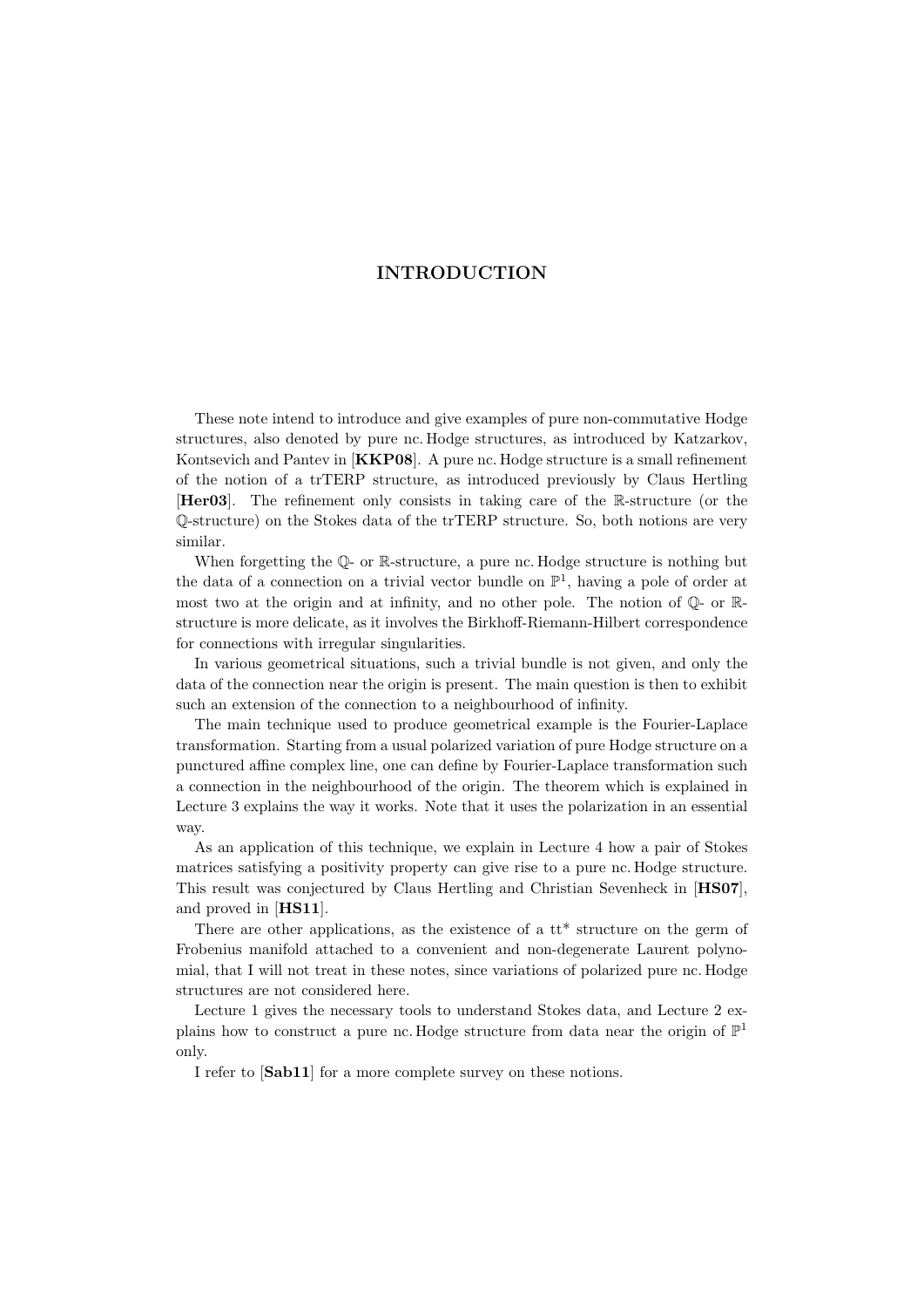# INTRODUCTION

These note intend to introduce and give examples of pure non-commutative Hodge structures, also denoted by pure nc. Hodge structures, as introduced by Katzarkov, Kontsevich and Pantev in [**KKP08**]. A pure nc. Hodge structure is a small refinement of the notion of a trTERP structure, as introduced previously by Claus Hertling [**Her03**]. The refinement only consists in taking care of the $\mathbb{R}$-structure (or the $\mathbb{Q}$-structure) on the Stokes data of the trTERP structure. So, both notions are very similar.

When forgetting the $\mathbb{Q}$- or $\mathbb{R}$-structure, a pure nc. Hodge structure is nothing but the data of a connection on a trivial vector bundle on $\mathbb{P}^1$, having a pole of order at most two at the origin and at infinity, and no other pole. The notion of $\mathbb{Q}$- or $\mathbb{R}$-structure is more delicate, as it involves the Birkhoff-Riemann-Hilbert correspondence for connections with irregular singularities.

In various geometrical situations, such a trivial bundle is not given, and only the data of the connection near the origin is present. The main question is then to exhibit such an extension of the connection to a neighbourhood of infinity.

The main technique used to produce geometrical example is the Fourier-Laplace transformation. Starting from a usual polarized variation of pure Hodge structure on a punctured affine complex line, one can define by Fourier-Laplace transformation such a connection in the neighbourhood of the origin. The theorem which is explained in Lecture 3 explains the way it works. Note that it uses the polarization in an essential way.

As an application of this technique, we explain in Lecture 4 how a pair of Stokes matrices satisfying a positivity property can give rise to a pure nc. Hodge structure. This result was conjectured by Claus Hertling and Christian Sevenheck in [**HS07**], and proved in [**HS11**].

There are other applications, as the existence of a tt* structure on the germ of Frobenius manifold attached to a convenient and non-degenerate Laurent polynomial, that I will not treat in these notes, since variations of polarized pure nc. Hodge structures are not considered here.

Lecture 1 gives the necessary tools to understand Stokes data, and Lecture 2 explains how to construct a pure nc. Hodge structure from data near the origin of $\mathbb{P}^1$ only.

I refer to [**Sab11**] for a more complete survey on these notions.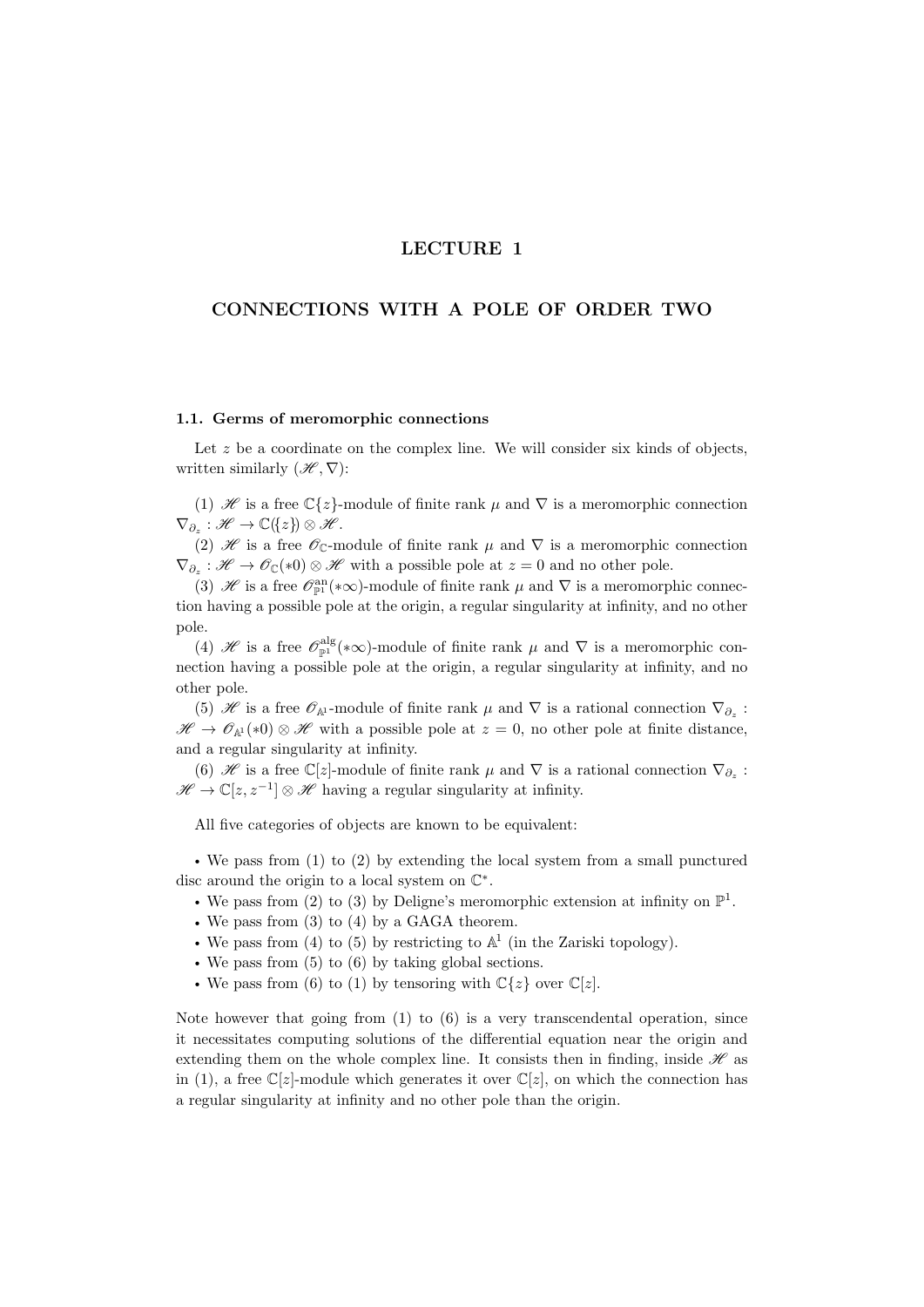# LECTURE 1

# CONNECTIONS WITH A POLE OF ORDER TWO

### 1.1. Germs of meromorphic connections

Let $z$ be a coordinate on the complex line. We will consider six kinds of objects, written similarly $(\mathscr{H}, \nabla)$:

(1) $\mathscr{H}$ is a free $\mathbb{C}\{z\}$-module of finite rank $\mu$ and $\nabla$ is a meromorphic connection $\nabla_{\partial_z} : \mathscr{H} \to \mathbb{C}(\{z\}) \otimes \mathscr{H}$.

(2) $\mathscr{H}$ is a free $\mathscr{O}_{\mathbb{C}}$-module of finite rank $\mu$ and $\nabla$ is a meromorphic connection $\nabla_{\partial_z} : \mathscr{H} \to \mathscr{O}_{\mathbb{C}}(*0) \otimes \mathscr{H}$ with a possible pole at $z = 0$ and no other pole.

(3) $\mathscr{H}$ is a free $\mathscr{O}^{\mathrm{an}}_{\mathbb{P}^1}(*\infty)$-module of finite rank $\mu$ and $\nabla$ is a meromorphic connection having a possible pole at the origin, a regular singularity at infinity, and no other pole.

(4) $\mathscr{H}$ is a free $\mathscr{O}^{\mathrm{alg}}_{\mathbb{P}^1}(*\infty)$-module of finite rank $\mu$ and $\nabla$ is a meromorphic connection having a possible pole at the origin, a regular singularity at infinity, and no other pole.

(5) $\mathscr{H}$ is a free $\mathscr{O}_{\mathbb{A}^1}$-module of finite rank $\mu$ and $\nabla$ is a rational connection $\nabla_{\partial_z} : \mathscr{H} \to \mathscr{O}_{\mathbb{A}^1}(*0) \otimes \mathscr{H}$ with a possible pole at $z = 0$, no other pole at finite distance, and a regular singularity at infinity.

(6) $\mathscr{H}$ is a free $\mathbb{C}[z]$-module of finite rank $\mu$ and $\nabla$ is a rational connection $\nabla_{\partial_z} : \mathscr{H} \to \mathbb{C}[z, z^{-1}] \otimes \mathscr{H}$ having a regular singularity at infinity.

All five categories of objects are known to be equivalent:

- We pass from (1) to (2) by extending the local system from a small punctured disc around the origin to a local system on $\mathbb{C}^*$.
- We pass from (2) to (3) by Deligne's meromorphic extension at infinity on $\mathbb{P}^1$.
- We pass from (3) to (4) by a GAGA theorem.
- We pass from (4) to (5) by restricting to $\mathbb{A}^1$ (in the Zariski topology).
- We pass from (5) to (6) by taking global sections.
- We pass from (6) to (1) by tensoring with $\mathbb{C}\{z\}$ over $\mathbb{C}[z]$.

Note however that going from (1) to (6) is a very transcendental operation, since it necessitates computing solutions of the differential equation near the origin and extending them on the whole complex line. It consists then in finding, inside $\mathscr{H}$ as in (1), a free $\mathbb{C}[z]$-module which generates it over $\mathbb{C}[z]$, on which the connection has a regular singularity at infinity and no other pole than the origin.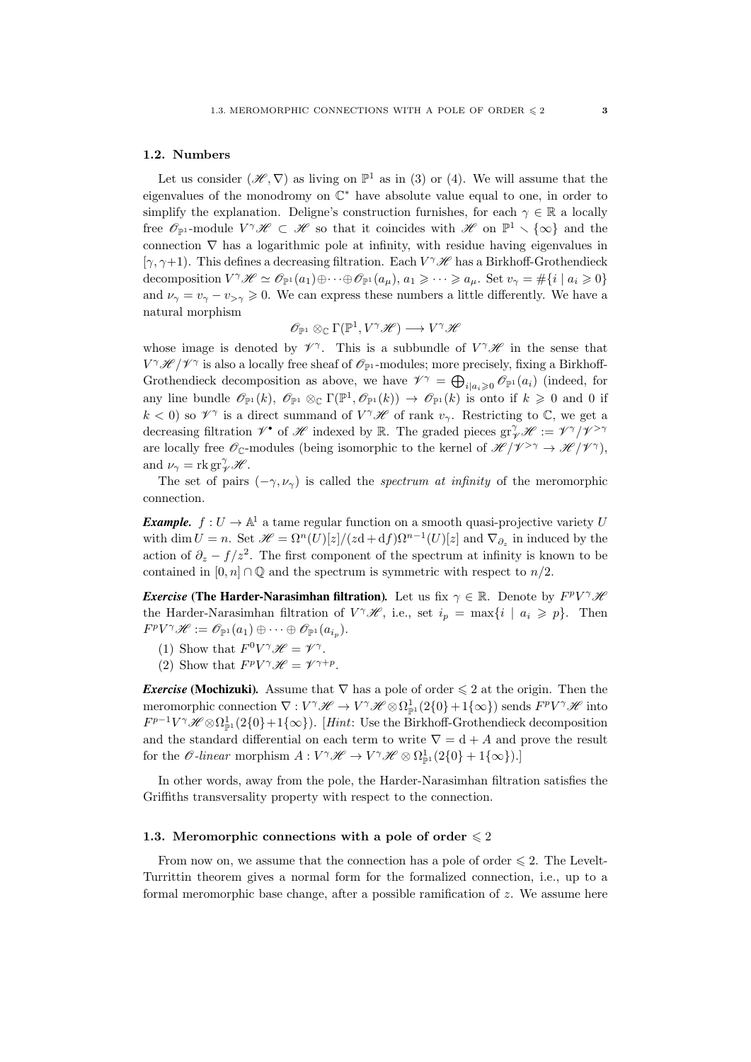### 1.2. Numbers

Let us consider $(\mathscr{H},\nabla)$ as living on $\mathbb{P}^1$ as in (3) or (4). We will assume that the eigenvalues of the monodromy on $\mathbb{C}^*$ have absolute value equal to one, in order to simplify the explanation. Deligne's construction furnishes, for each $\gamma\in\mathbb{R}$ a locally free $\mathscr{O}_{\mathbb{P}^1}$-module $V^\gamma\mathscr{H}\subset\mathscr{H}$ so that it coincides with $\mathscr{H}$ on $\mathbb{P}^1\smallsetminus\{\infty\}$ and the connection $\nabla$ has a logarithmic pole at infinity, with residue having eigenvalues in $[\gamma,\gamma+1)$. This defines a decreasing filtration. Each $V^\gamma\mathscr{H}$ has a Birkhoff-Grothendieck decomposition $V^\gamma\mathscr{H}\simeq\mathscr{O}_{\mathbb{P}^1}(a_1)\oplus\cdots\oplus\mathscr{O}_{\mathbb{P}^1}(a_\mu)$, $a_1\geqslant\cdots\geqslant a_\mu$. Set $v_\gamma=\#\{i\mid a_i\geqslant 0\}$ and $\nu_\gamma=v_\gamma-v_{>\gamma}\geqslant 0$. We can express these numbers a little differently. We have a natural morphism

$$\mathscr{O}_{\mathbb{P}^1}\otimes_{\mathbb{C}}\Gamma(\mathbb{P}^1,V^\gamma\mathscr{H})\longrightarrow V^\gamma\mathscr{H}$$

whose image is denoted by $\mathscr{V}^\gamma$. This is a subbundle of $V^\gamma\mathscr{H}$ in the sense that $V^\gamma\mathscr{H}/\mathscr{V}^\gamma$ is also a locally free sheaf of $\mathscr{O}_{\mathbb{P}^1}$-modules; more precisely, fixing a Birkhoff-Grothendieck decomposition as above, we have $\mathscr{V}^\gamma=\bigoplus_{i\mid a_i\geqslant 0}\mathscr{O}_{\mathbb{P}^1}(a_i)$ (indeed, for any line bundle $\mathscr{O}_{\mathbb{P}^1}(k)$, $\mathscr{O}_{\mathbb{P}^1}\otimes_{\mathbb{C}}\Gamma(\mathbb{P}^1,\mathscr{O}_{\mathbb{P}^1}(k))\to\mathscr{O}_{\mathbb{P}^1}(k)$ is onto if $k\geqslant 0$ and 0 if $k<0$) so $\mathscr{V}^\gamma$ is a direct summand of $V^\gamma\mathscr{H}$ of rank $v_\gamma$. Restricting to $\mathbb{C}$, we get a decreasing filtration $\mathscr{V}^\bullet$ of $\mathscr{H}$ indexed by $\mathbb{R}$. The graded pieces $\mathrm{gr}^\gamma_{\mathscr{V}}\mathscr{H}:=\mathscr{V}^\gamma/\mathscr{V}^{>\gamma}$ are locally free $\mathscr{O}_{\mathbb{C}}$-modules (being isomorphic to the kernel of $\mathscr{H}/\mathscr{V}^{>\gamma}\to\mathscr{H}/\mathscr{V}^\gamma$), and $\nu_\gamma=\mathrm{rk}\,\mathrm{gr}^\gamma_{\mathscr{V}}\mathscr{H}$.

The set of pairs $(-\gamma,\nu_\gamma)$ is called the *spectrum at infinity* of the meromorphic connection.

***Example.*** $f:U\to\mathbb{A}^1$ a tame regular function on a smooth quasi-projective variety $U$ with $\dim U=n$. Set $\mathscr{H}=\Omega^n(U)[z]/(z\mathrm{d}+\mathrm{d}f)\Omega^{n-1}(U)[z]$ and $\nabla_{\partial_z}$ in induced by the action of $\partial_z-f/z^2$. The first component of the spectrum at infinity is known to be contained in $[0,n]\cap\mathbb{Q}$ and the spectrum is symmetric with respect to $n/2$.

***Exercise* (The Harder-Narasimhan filtration).** Let us fix $\gamma\in\mathbb{R}$. Denote by $F^pV^\gamma\mathscr{H}$ the Harder-Narasimhan filtration of $V^\gamma\mathscr{H}$, i.e., set $i_p=\max\{i\mid a_i\geqslant p\}$. Then $F^pV^\gamma\mathscr{H}:=\mathscr{O}_{\mathbb{P}^1}(a_1)\oplus\cdots\oplus\mathscr{O}_{\mathbb{P}^1}(a_{i_p})$.

(1) Show that $F^0V^\gamma\mathscr{H}=\mathscr{V}^\gamma$.

(2) Show that $F^pV^\gamma\mathscr{H}=\mathscr{V}^{\gamma+p}$.

***Exercise* (Mochizuki).** Assume that $\nabla$ has a pole of order $\leqslant 2$ at the origin. Then the meromorphic connection $\nabla:V^\gamma\mathscr{H}\to V^\gamma\mathscr{H}\otimes\Omega^1_{\mathbb{P}^1}(2\{0\}+1\{\infty\})$ sends $F^pV^\gamma\mathscr{H}$ into $F^{p-1}V^\gamma\mathscr{H}\otimes\Omega^1_{\mathbb{P}^1}(2\{0\}+1\{\infty\})$. [*Hint*: Use the Birkhoff-Grothendieck decomposition and the standard differential on each term to write $\nabla=\mathrm{d}+A$ and prove the result for the $\mathscr{O}$*-linear* morphism $A:V^\gamma\mathscr{H}\to V^\gamma\mathscr{H}\otimes\Omega^1_{\mathbb{P}^1}(2\{0\}+1\{\infty\})$.]

In other words, away from the pole, the Harder-Narasimhan filtration satisfies the Griffiths transversality property with respect to the connection.

### 1.3. Meromorphic connections with a pole of order $\leqslant 2$

From now on, we assume that the connection has a pole of order $\leqslant 2$. The Levelt-Turrittin theorem gives a normal form for the formalized connection, i.e., up to a formal meromorphic base change, after a possible ramification of $z$. We assume here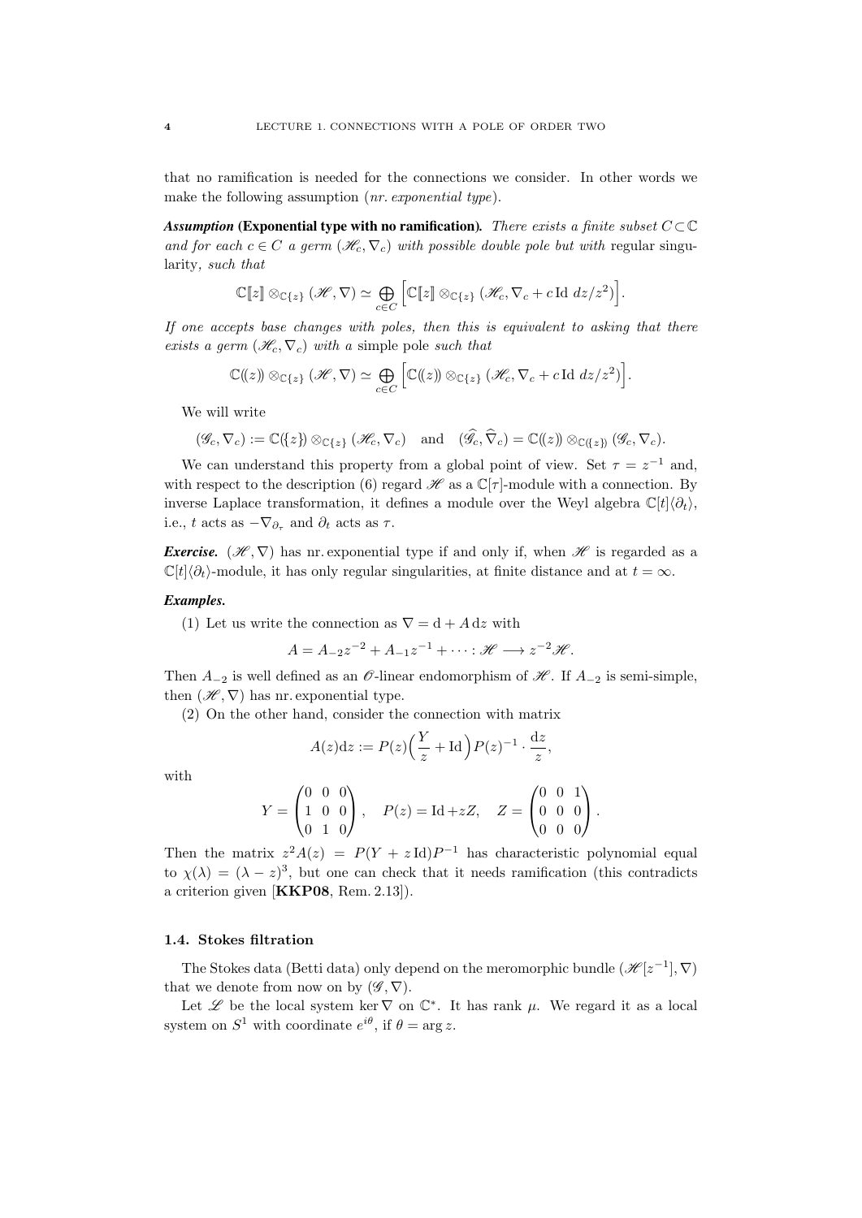that no ramification is needed for the connections we consider. In other words we make the following assumption (*nr. exponential type*).

***Assumption* (Exponential type with no ramification).** *There exists a finite subset $C \subset \mathbb{C}$ and for each $c \in C$ a germ $(\mathscr{H}_c, \nabla_c)$ with possible double pole but with* regular singularity, *such that*

$$\mathbb{C}[\![z]\!] \otimes_{\mathbb{C}\{z\}} (\mathscr{H}, \nabla) \simeq \bigoplus_{c \in C} \Big[ \mathbb{C}[\![z]\!] \otimes_{\mathbb{C}\{z\}} (\mathscr{H}_c, \nabla_c + c \operatorname{Id} dz/z^2) \Big].$$

*If one accepts base changes with poles, then this is equivalent to asking that there exists a germ $(\mathscr{H}_c, \nabla_c)$ with a* simple pole *such that*

$$\mathbb{C}(\!(z)\!) \otimes_{\mathbb{C}\{z\}} (\mathscr{H}, \nabla) \simeq \bigoplus_{c \in C} \Big[ \mathbb{C}(\!(z)\!) \otimes_{\mathbb{C}\{z\}} (\mathscr{H}_c, \nabla_c + c \operatorname{Id} dz/z^2) \Big].$$

We will write

$$(\mathscr{G}_c, \nabla_c) := \mathbb{C}(\{z\}) \otimes_{\mathbb{C}\{z\}} (\mathscr{H}_c, \nabla_c) \quad \text{and} \quad (\widehat{\mathscr{G}}_c, \widehat{\nabla}_c) = \mathbb{C}(\!(z)\!) \otimes_{\mathbb{C}(\{z\})} (\mathscr{G}_c, \nabla_c).$$

We can understand this property from a global point of view. Set $\tau = z^{-1}$ and, with respect to the description (6) regard $\mathscr{H}$ as a $\mathbb{C}[\tau]$-module with a connection. By inverse Laplace transformation, it defines a module over the Weyl algebra $\mathbb{C}[t]\langle \partial_t \rangle$, i.e., $t$ acts as $-\nabla_{\partial_\tau}$ and $\partial_t$ acts as $\tau$.

***Exercise.*** $(\mathscr{H}, \nabla)$ has nr. exponential type if and only if, when $\mathscr{H}$ is regarded as a $\mathbb{C}[t]\langle \partial_t \rangle$-module, it has only regular singularities, at finite distance and at $t = \infty$.

***Examples.***

(1) Let us write the connection as $\nabla = \mathrm{d} + A \, \mathrm{d}z$ with

$$A = A_{-2} z^{-2} + A_{-1} z^{-1} + \cdots : \mathscr{H} \longrightarrow z^{-2} \mathscr{H}.$$

Then $A_{-2}$ is well defined as an $\mathscr{O}$-linear endomorphism of $\mathscr{H}$. If $A_{-2}$ is semi-simple, then $(\mathscr{H}, \nabla)$ has nr. exponential type.

(2) On the other hand, consider the connection with matrix

$$A(z)\mathrm{d}z := P(z) \Big( \frac{Y}{z} + \operatorname{Id} \Big) P(z)^{-1} \cdot \frac{\mathrm{d}z}{z},$$

with

$$Y = \begin{pmatrix} 0 & 0 & 0 \\ 1 & 0 & 0 \\ 0 & 1 & 0 \end{pmatrix}, \quad P(z) = \operatorname{Id} + zZ, \quad Z = \begin{pmatrix} 0 & 0 & 1 \\ 0 & 0 & 0 \\ 0 & 0 & 0 \end{pmatrix}.$$

Then the matrix $z^2 A(z) = P(Y + z \operatorname{Id}) P^{-1}$ has characteristic polynomial equal to $\chi(\lambda) = (\lambda - z)^3$, but one can check that it needs ramification (this contradicts a criterion given [**KKP08**, Rem. 2.13]).

### 1.4. Stokes filtration

The Stokes data (Betti data) only depend on the meromorphic bundle $(\mathscr{H}[z^{-1}], \nabla)$ that we denote from now on by $(\mathscr{G}, \nabla)$.

Let $\mathscr{L}$ be the local system $\ker \nabla$ on $\mathbb{C}^*$. It has rank $\mu$. We regard it as a local system on $S^1$ with coordinate $e^{i\theta}$, if $\theta = \arg z$.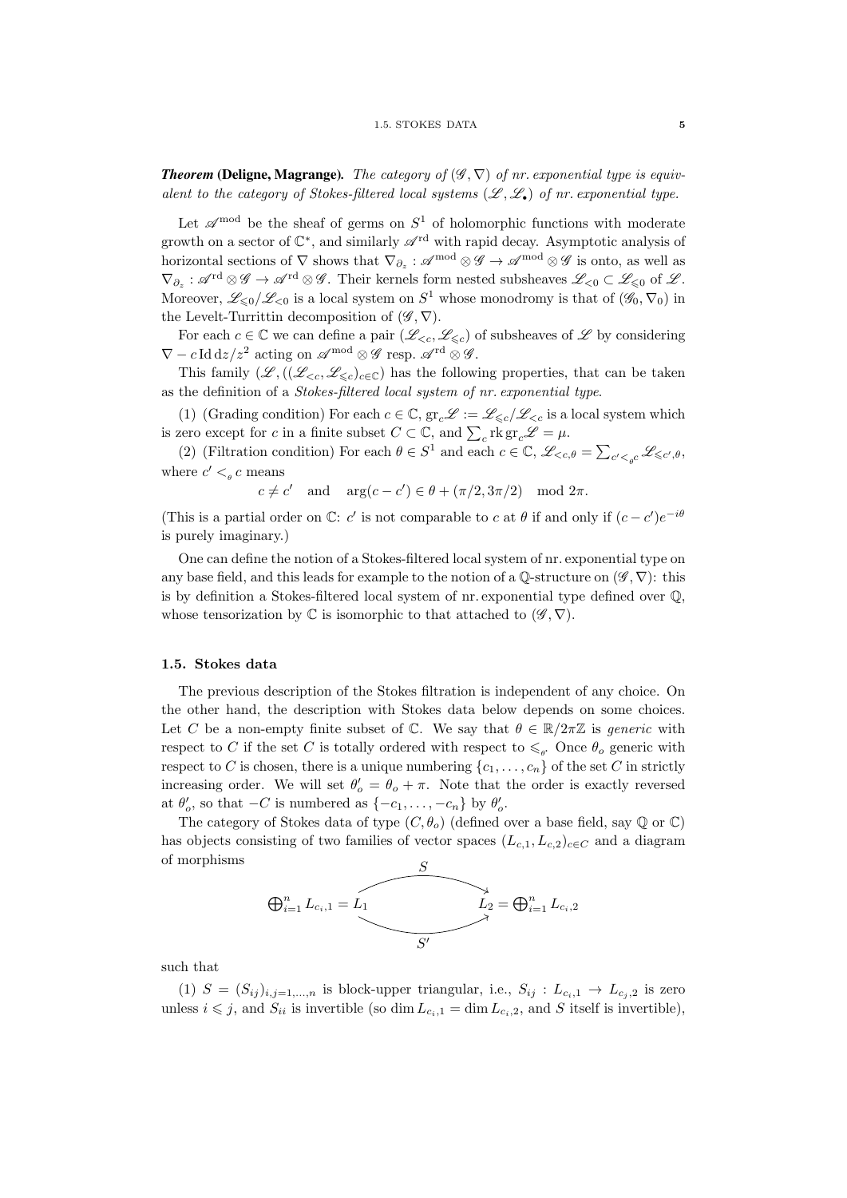***Theorem* (Deligne, Magrange).** *The category of $(\mathscr{G},\nabla)$ of nr. exponential type is equivalent to the category of Stokes-filtered local systems $(\mathscr{L},\mathscr{L}_\bullet)$ of nr. exponential type.*

Let $\mathscr{A}^{\mathrm{mod}}$ be the sheaf of germs on $S^1$ of holomorphic functions with moderate growth on a sector of $\mathbb{C}^*$, and similarly $\mathscr{A}^{\mathrm{rd}}$ with rapid decay. Asymptotic analysis of horizontal sections of $\nabla$ shows that $\nabla_{\partial_z}:\mathscr{A}^{\mathrm{mod}}\otimes\mathscr{G}\to\mathscr{A}^{\mathrm{mod}}\otimes\mathscr{G}$ is onto, as well as $\nabla_{\partial_z}:\mathscr{A}^{\mathrm{rd}}\otimes\mathscr{G}\to\mathscr{A}^{\mathrm{rd}}\otimes\mathscr{G}$. Their kernels form nested subsheaves $\mathscr{L}_{<0}\subset\mathscr{L}_{\leqslant0}$ of $\mathscr{L}$. Moreover, $\mathscr{L}_{\leqslant0}/\mathscr{L}_{<0}$ is a local system on $S^1$ whose monodromy is that of $(\mathscr{G}_0,\nabla_0)$ in the Levelt-Turrittin decomposition of $(\mathscr{G},\nabla)$.

For each $c\in\mathbb{C}$ we can define a pair $(\mathscr{L}_{<c},\mathscr{L}_{\leqslant c})$ of subsheaves of $\mathscr{L}$ by considering $\nabla-c\,\mathrm{Id}\,\mathrm{d}z/z^2$ acting on $\mathscr{A}^{\mathrm{mod}}\otimes\mathscr{G}$ resp. $\mathscr{A}^{\mathrm{rd}}\otimes\mathscr{G}$.

This family $(\mathscr{L},((\mathscr{L}_{<c},\mathscr{L}_{\leqslant c})_{c\in\mathbb{C}})$ has the following properties, that can be taken as the definition of a *Stokes-filtered local system of nr. exponential type*.

(1) (Grading condition) For each $c\in\mathbb{C}$, $\mathrm{gr}_c\mathscr{L}:=\mathscr{L}_{\leqslant c}/\mathscr{L}_{<c}$ is a local system which is zero except for $c$ in a finite subset $C\subset\mathbb{C}$, and $\sum_c\mathrm{rk}\,\mathrm{gr}_c\mathscr{L}=\mu$.

(2) (Filtration condition) For each $\theta\in S^1$ and each $c\in\mathbb{C}$, $\mathscr{L}_{<c,\theta}=\sum_{c'<_\theta c}\mathscr{L}_{\leqslant c',\theta}$, where $c'<_\theta c$ means

$$c\neq c'\quad\text{and}\quad \arg(c-c')\in\theta+(\pi/2,3\pi/2)\mod 2\pi.$$

(This is a partial order on $\mathbb{C}$: $c'$ is not comparable to $c$ at $\theta$ if and only if $(c-c')e^{-i\theta}$ is purely imaginary.)

One can define the notion of a Stokes-filtered local system of nr. exponential type on any base field, and this leads for example to the notion of a $\mathbb{Q}$-structure on $(\mathscr{G},\nabla)$: this is by definition a Stokes-filtered local system of nr. exponential type defined over $\mathbb{Q}$, whose tensorization by $\mathbb{C}$ is isomorphic to that attached to $(\mathscr{G},\nabla)$.

### 1.5. Stokes data

The previous description of the Stokes filtration is independent of any choice. On the other hand, the description with Stokes data below depends on some choices. Let $C$ be a non-empty finite subset of $\mathbb{C}$. We say that $\theta\in\mathbb{R}/2\pi\mathbb{Z}$ is *generic* with respect to $C$ if the set $C$ is totally ordered with respect to $\leqslant_\theta$. Once $\theta_o$ generic with respect to $C$ is chosen, there is a unique numbering $\{c_1,\dots,c_n\}$ of the set $C$ in strictly increasing order. We will set $\theta'_o=\theta_o+\pi$. Note that the order is exactly reversed at $\theta'_o$, so that $-C$ is numbered as $\{-c_1,\dots,-c_n\}$ by $\theta'_o$.

The category of Stokes data of type $(C,\theta_o)$ (defined over a base field, say $\mathbb{Q}$ or $\mathbb{C}$) has objects consisting of two families of vector spaces $(L_{c,1},L_{c,2})_{c\in C}$ and a diagram of morphisms

$$\bigoplus_{i=1}^n L_{c_i,1}=L_1 \overset{S}{\underset{S'}{\rightrightarrows}} L_2=\bigoplus_{i=1}^n L_{c_i,2}$$

such that

(1) $S=(S_{ij})_{i,j=1,\dots,n}$ is block-upper triangular, i.e., $S_{ij}:L_{c_i,1}\to L_{c_j,2}$ is zero unless $i\leqslant j$, and $S_{ii}$ is invertible (so $\dim L_{c_i,1}=\dim L_{c_i,2}$, and $S$ itself is invertible),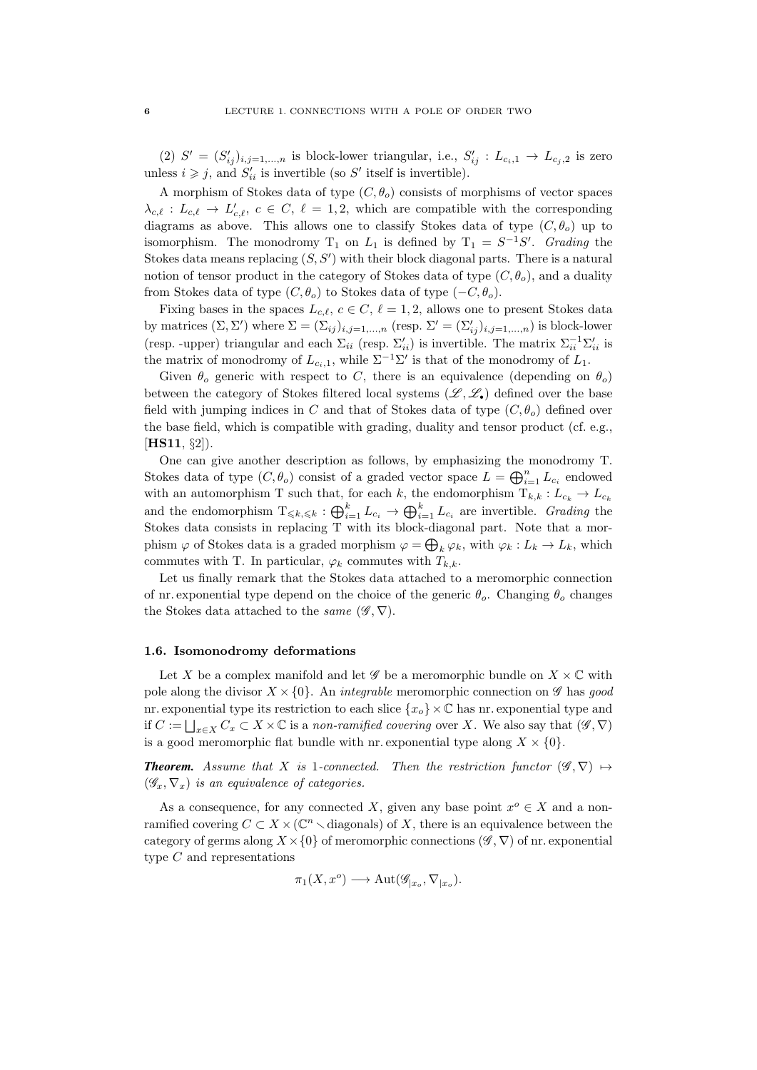(2) $S' = (S'_{ij})_{i,j=1,\dots,n}$ is block-lower triangular, i.e., $S'_{ij} : L_{c_i,1} \to L_{c_j,2}$ is zero unless $i \geqslant j$, and $S'_{ii}$ is invertible (so $S'$ itself is invertible).

A morphism of Stokes data of type $(C, \theta_o)$ consists of morphisms of vector spaces $\lambda_{c,\ell} : L_{c,\ell} \to L'_{c,\ell}$, $c \in C$, $\ell = 1, 2$, which are compatible with the corresponding diagrams as above. This allows one to classify Stokes data of type $(C, \theta_o)$ up to isomorphism. The monodromy $\mathrm{T}_1$ on $L_1$ is defined by $\mathrm{T}_1 = S^{-1}S'$. *Grading* the Stokes data means replacing $(S, S')$ with their block diagonal parts. There is a natural notion of tensor product in the category of Stokes data of type $(C, \theta_o)$, and a duality from Stokes data of type $(C, \theta_o)$ to Stokes data of type $(-C, \theta_o)$.

Fixing bases in the spaces $L_{c,\ell}$, $c \in C$, $\ell = 1, 2$, allows one to present Stokes data by matrices $(\Sigma, \Sigma')$ where $\Sigma = (\Sigma_{ij})_{i,j=1,\dots,n}$ (resp. $\Sigma' = (\Sigma'_{ij})_{i,j=1,\dots,n}$) is block-lower (resp. -upper) triangular and each $\Sigma_{ii}$ (resp. $\Sigma'_{ii}$) is invertible. The matrix $\Sigma_{ii}^{-1}\Sigma'_{ii}$ is the matrix of monodromy of $L_{c_i,1}$, while $\Sigma^{-1}\Sigma'$ is that of the monodromy of $L_1$.

Given $\theta_o$ generic with respect to $C$, there is an equivalence (depending on $\theta_o$) between the category of Stokes filtered local systems $(\mathscr{L}, \mathscr{L}_\bullet)$ defined over the base field with jumping indices in $C$ and that of Stokes data of type $(C, \theta_o)$ defined over the base field, which is compatible with grading, duality and tensor product (cf. e.g., [**HS11**, §2]).

One can give another description as follows, by emphasizing the monodromy T. Stokes data of type $(C, \theta_o)$ consist of a graded vector space $L = \bigoplus_{i=1}^n L_{c_i}$ endowed with an automorphism T such that, for each $k$, the endomorphism $\mathrm{T}_{k,k} : L_{c_k} \to L_{c_k}$ and the endomorphism $\mathrm{T}_{\leqslant k, \leqslant k} : \bigoplus_{i=1}^k L_{c_i} \to \bigoplus_{i=1}^k L_{c_i}$ are invertible. *Grading* the Stokes data consists in replacing T with its block-diagonal part. Note that a morphism $\varphi$ of Stokes data is a graded morphism $\varphi = \bigoplus_k \varphi_k$, with $\varphi_k : L_k \to L_k$, which commutes with T. In particular, $\varphi_k$ commutes with $T_{k,k}$.

Let us finally remark that the Stokes data attached to a meromorphic connection of nr. exponential type depend on the choice of the generic $\theta_o$. Changing $\theta_o$ changes the Stokes data attached to the *same* $(\mathscr{G}, \nabla)$.

### 1.6. Isomonodromy deformations

Let $X$ be a complex manifold and let $\mathscr{G}$ be a meromorphic bundle on $X \times \mathbb{C}$ with pole along the divisor $X \times \{0\}$. An *integrable* meromorphic connection on $\mathscr{G}$ has *good* nr. exponential type its restriction to each slice $\{x_o\} \times \mathbb{C}$ has nr. exponential type and if $C := \bigsqcup_{x \in X} C_x \subset X \times \mathbb{C}$ is a *non-ramified covering* over $X$. We also say that $(\mathscr{G}, \nabla)$ is a good meromorphic flat bundle with nr. exponential type along $X \times \{0\}$.

***Theorem.*** *Assume that $X$ is 1-connected. Then the restriction functor $(\mathscr{G}, \nabla) \mapsto (\mathscr{G}_x, \nabla_x)$ is an equivalence of categories.*

As a consequence, for any connected $X$, given any base point $x^o \in X$ and a non-ramified covering $C \subset X \times (\mathbb{C}^n \smallsetminus \text{diagonals})$ of $X$, there is an equivalence between the category of germs along $X \times \{0\}$ of meromorphic connections $(\mathscr{G}, \nabla)$ of nr. exponential type $C$ and representations

$$\pi_1(X, x^o) \longrightarrow \mathrm{Aut}(\mathscr{G}_{|x_o}, \nabla_{|x_o}).$$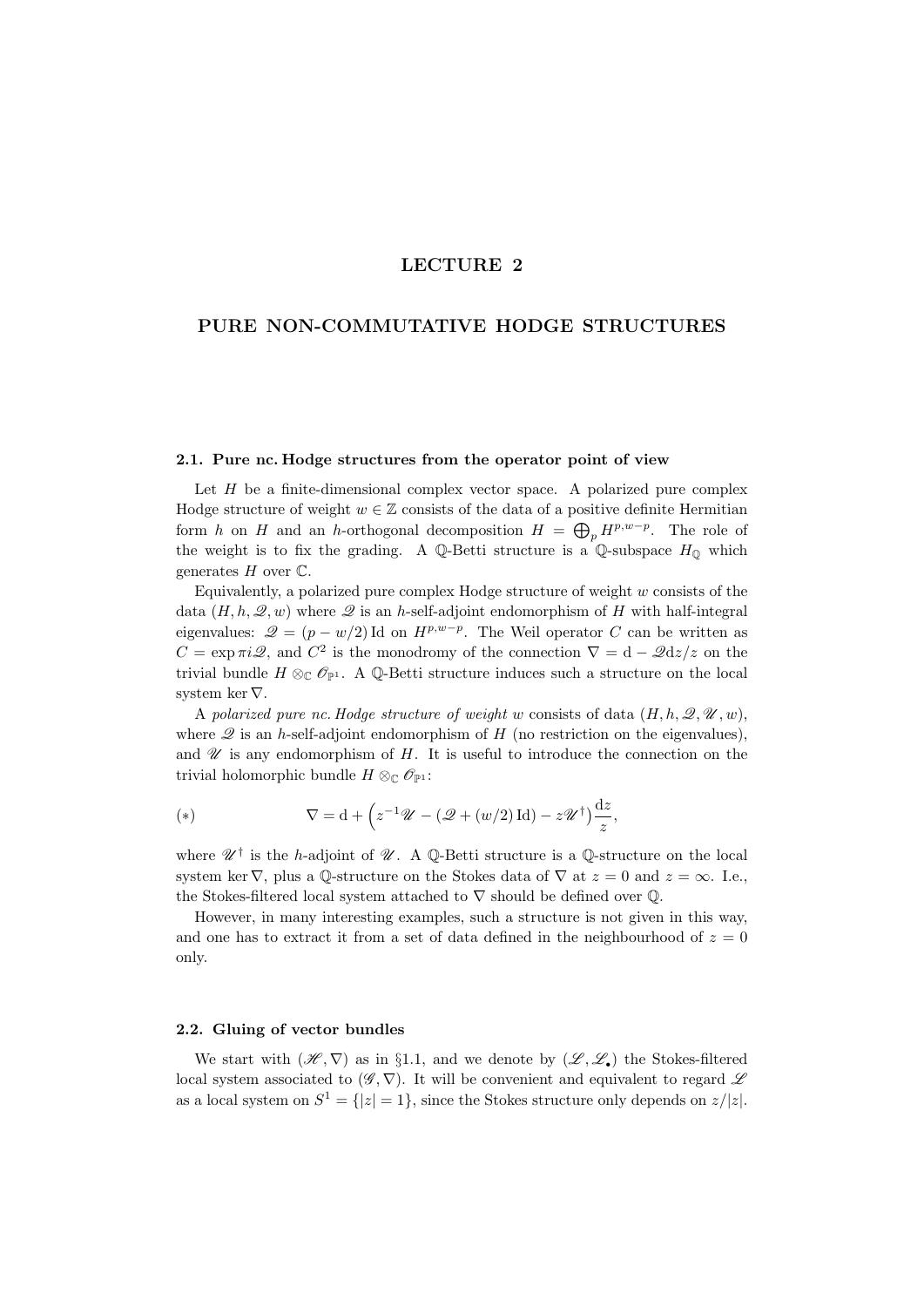# LECTURE 2

# PURE NON-COMMUTATIVE HODGE STRUCTURES

### 2.1. Pure nc. Hodge structures from the operator point of view

Let $H$ be a finite-dimensional complex vector space. A polarized pure complex Hodge structure of weight $w \in \mathbb{Z}$ consists of the data of a positive definite Hermitian form $h$ on $H$ and an $h$-orthogonal decomposition $H = \bigoplus_p H^{p,w-p}$. The role of the weight is to fix the grading. A $\mathbb{Q}$-Betti structure is a $\mathbb{Q}$-subspace $H_{\mathbb{Q}}$ which generates $H$ over $\mathbb{C}$.

Equivalently, a polarized pure complex Hodge structure of weight $w$ consists of the data $(H, h, \mathscr{Q}, w)$ where $\mathscr{Q}$ is an $h$-self-adjoint endomorphism of $H$ with half-integral eigenvalues: $\mathscr{Q} = (p - w/2)\,\mathrm{Id}$ on $H^{p,w-p}$. The Weil operator $C$ can be written as $C = \exp \pi i \mathscr{Q}$, and $C^2$ is the monodromy of the connection $\nabla = \mathrm{d} - \mathscr{Q}\mathrm{d}z/z$ on the trivial bundle $H \otimes_{\mathbb{C}} \mathscr{O}_{\mathbb{P}^1}$. A $\mathbb{Q}$-Betti structure induces such a structure on the local system $\ker \nabla$.

A *polarized pure nc. Hodge structure of weight* $w$ consists of data $(H, h, \mathscr{Q}, \mathscr{U}, w)$, where $\mathscr{Q}$ is an $h$-self-adjoint endomorphism of $H$ (no restriction on the eigenvalues), and $\mathscr{U}$ is any endomorphism of $H$. It is useful to introduce the connection on the trivial holomorphic bundle $H \otimes_{\mathbb{C}} \mathscr{O}_{\mathbb{P}^1}$:

$$(*) \qquad \nabla = \mathrm{d} + \Big(z^{-1}\mathscr{U} - (\mathscr{Q} + (w/2)\,\mathrm{Id}) - z\mathscr{U}^\dagger\Big)\frac{\mathrm{d}z}{z},$$

where $\mathscr{U}^\dagger$ is the $h$-adjoint of $\mathscr{U}$. A $\mathbb{Q}$-Betti structure is a $\mathbb{Q}$-structure on the local system $\ker \nabla$, plus a $\mathbb{Q}$-structure on the Stokes data of $\nabla$ at $z = 0$ and $z = \infty$. I.e., the Stokes-filtered local system attached to $\nabla$ should be defined over $\mathbb{Q}$.

However, in many interesting examples, such a structure is not given in this way, and one has to extract it from a set of data defined in the neighbourhood of $z = 0$ only.

### 2.2. Gluing of vector bundles

We start with $(\mathscr{H}, \nabla)$ as in §1.1, and we denote by $(\mathscr{L}, \mathscr{L}_\bullet)$ the Stokes-filtered local system associated to $(\mathscr{G}, \nabla)$. It will be convenient and equivalent to regard $\mathscr{L}$ as a local system on $S^1 = \{|z| = 1\}$, since the Stokes structure only depends on $z/|z|$.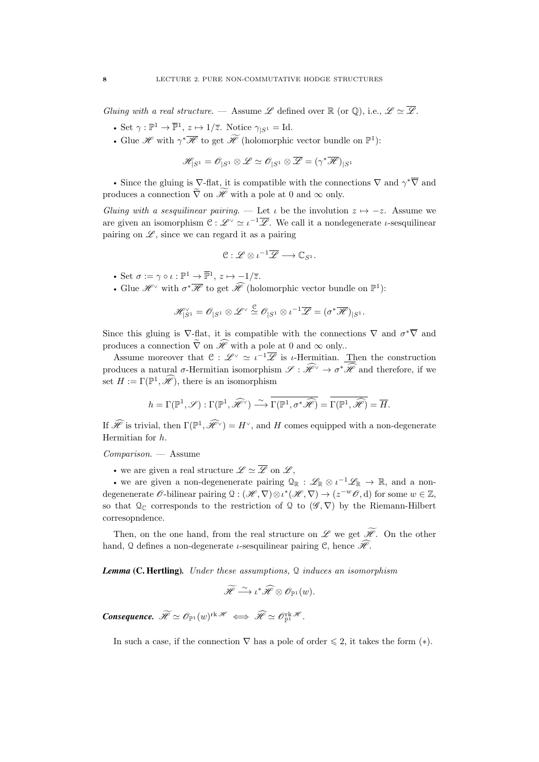*Gluing with a real structure.* — Assume $\mathscr{L}$ defined over $\mathbb{R}$ (or $\mathbb{Q}$), i.e., $\mathscr{L} \simeq \overline{\mathscr{L}}$.

- Set $\gamma : \mathbb{P}^1 \to \overline{\mathbb{P}}^1$, $z \mapsto 1/\overline{z}$. Notice $\gamma_{|S^1} = \mathrm{Id}$.
- Glue $\mathscr{H}$ with $\gamma^*\overline{\mathscr{H}}$ to get $\widetilde{\mathscr{H}}$ (holomorphic vector bundle on $\mathbb{P}^1$):

$$\mathscr{H}_{|S^1} = \mathscr{O}_{|S^1} \otimes \mathscr{L} \simeq \mathscr{O}_{|S^1} \otimes \overline{\mathscr{L}} = (\gamma^*\overline{\mathscr{H}})_{|S^1}$$

- Since the gluing is $\nabla$-flat, it is compatible with the connections $\nabla$ and $\gamma^*\overline{\nabla}$ and produces a connection $\widetilde{\nabla}$ on $\widetilde{\mathscr{H}}$ with a pole at 0 and $\infty$ only.

*Gluing with a sesquilinear pairing.* — Let $\iota$ be the involution $z \mapsto -z$. Assume we are given an isomorphism $\mathcal{C} : \mathscr{L}^\vee \simeq \iota^{-1}\overline{\mathscr{L}}$. We call it a nondegenerate $\iota$-sesquilinear pairing on $\mathscr{L}$, since we can regard it as a pairing

$$\mathcal{C} : \mathscr{L} \otimes \iota^{-1}\overline{\mathscr{L}} \longrightarrow \mathbb{C}_{S^1}.$$

- Set $\sigma := \gamma \circ \iota : \mathbb{P}^1 \to \overline{\mathbb{P}}^1$, $z \mapsto -1/\overline{z}$.
- Glue $\mathscr{H}^\vee$ with $\sigma^*\overline{\mathscr{H}}$ to get $\widehat{\mathscr{H}}$ (holomorphic vector bundle on $\mathbb{P}^1$):

$$\mathscr{H}^\vee_{|S^1} = \mathscr{O}_{|S^1} \otimes \mathscr{L}^\vee \overset{\mathcal{C}}{\simeq} \mathscr{O}_{|S^1} \otimes \iota^{-1}\overline{\mathscr{L}} = (\sigma^*\overline{\mathscr{H}})_{|S^1}.$$

Since this gluing is $\nabla$-flat, it is compatible with the connections $\nabla$ and $\sigma^*\overline{\nabla}$ and produces a connection $\widehat{\nabla}$ on $\widehat{\mathscr{H}}$ with a pole at 0 and $\infty$ only..

Assume moreover that $\mathcal{C} : \mathscr{L}^\vee \simeq \iota^{-1}\overline{\mathscr{L}}$ is $\iota$-Hermitian. Then the construction produces a natural $\sigma$-Hermitian isomorphism $\mathscr{S} : \widehat{\mathscr{H}}^\vee \to \sigma^*\overline{\widehat{\mathscr{H}}}$ and therefore, if we set $H := \Gamma(\mathbb{P}^1, \widehat{\mathscr{H}})$, there is an isomorphism

$$h = \Gamma(\mathbb{P}^1, \mathscr{S}) : \Gamma(\mathbb{P}^1, \widehat{\mathscr{H}}^\vee) \xrightarrow{\sim} \overline{\Gamma(\mathbb{P}^1, \sigma^*\widehat{\mathscr{H}})} = \overline{\Gamma(\mathbb{P}^1, \widehat{\mathscr{H}})} = \overline{H}.$$

If $\widehat{\mathscr{H}}$ is trivial, then $\Gamma(\mathbb{P}^1, \widehat{\mathscr{H}}^\vee) = H^\vee$, and $H$ comes equipped with a non-degenerate Hermitian for $h$.

*Comparison.* — Assume

- we are given a real structure $\mathscr{L} \simeq \overline{\mathscr{L}}$ on $\mathscr{L}$,
- we are given a non-degenenerate pairing $\mathcal{Q}_\mathbb{R} : \mathscr{L}_\mathbb{R} \otimes \iota^{-1}\mathscr{L}_\mathbb{R} \to \mathbb{R}$, and a non-degenerate $\mathscr{O}$-bilinear pairing $\mathcal{Q} : (\mathscr{H}, \nabla) \otimes \iota^*(\mathscr{H}, \nabla) \to (z^{-w}\mathscr{O}, \mathrm{d})$ for some $w \in \mathbb{Z}$, so that $\mathcal{Q}_\mathbb{C}$ corresponds to the restriction of $\mathcal{Q}$ to $(\mathscr{G}, \nabla)$ by the Riemann-Hilbert corresopndence.

Then, on the one hand, from the real structure on $\mathscr{L}$ we get $\widetilde{\mathscr{H}}$. On the other hand, $\mathcal{Q}$ defines a non-degenerate $\iota$-sesquilinear pairing $\mathcal{C}$, hence $\widehat{\mathscr{H}}$.

***Lemma* (C. Hertling).** *Under these assumptions,* $\mathcal{Q}$ *induces an isomorphism*

$$\widetilde{\mathscr{H}} \xrightarrow{\sim} \iota^*\widehat{\mathscr{H}} \otimes \mathscr{O}_{\mathbb{P}^1}(w).$$

***Consequence.*** $\widetilde{\mathscr{H}} \simeq \mathscr{O}_{\mathbb{P}^1}(w)^{\operatorname{rk}\mathscr{H}} \iff \widehat{\mathscr{H}} \simeq \mathscr{O}_{\mathbb{P}^1}^{\operatorname{rk}\mathscr{H}}$.

In such a case, if the connection $\nabla$ has a pole of order $\leqslant 2$, it takes the form $(*)$.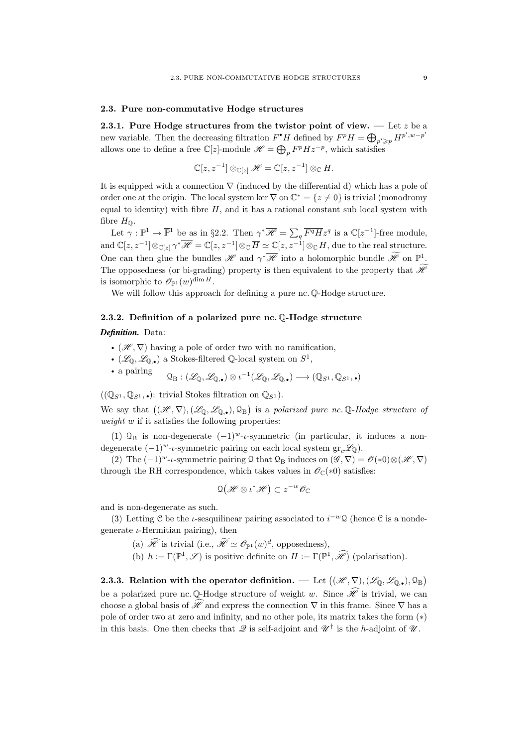### 2.3. Pure non-commutative Hodge structures

**2.3.1. Pure Hodge structures from the twistor point of view.** — Let $z$ be a new variable. Then the decreasing filtration $F^\bullet H$ defined by $F^pH = \bigoplus_{p'\geqslant p} H^{p',w-p'}$ allows one to define a free $\mathbb{C}[z]$-module $\mathscr{H} = \bigoplus_p F^pHz^{-p}$, which satisfies

$$\mathbb{C}[z,z^{-1}] \otimes_{\mathbb{C}[z]} \mathscr{H} = \mathbb{C}[z,z^{-1}] \otimes_{\mathbb{C}} H.$$

It is equipped with a connection $\nabla$ (induced by the differential d) which has a pole of order one at the origin. The local system $\ker \nabla$ on $\mathbb{C}^* = \{z \neq 0\}$ is trivial (monodromy equal to identity) with fibre $H$, and it has a rational constant sub local system with fibre $H_{\mathbb{Q}}$.

Let $\gamma : \mathbb{P}^1 \to \overline{\mathbb{P}}^1$ be as in §2.2. Then $\gamma^*\overline{\mathscr{H}} = \sum_q \overline{F^qH} z^q$ is a $\mathbb{C}[z^{-1}]$-free module, and $\mathbb{C}[z,z^{-1}] \otimes_{\mathbb{C}[z]} \gamma^*\overline{\mathscr{H}} = \mathbb{C}[z,z^{-1}] \otimes_{\mathbb{C}} \overline{H} \simeq \mathbb{C}[z,z^{-1}] \otimes_{\mathbb{C}} H$, due to the real structure. One can then glue the bundles $\mathscr{H}$ and $\gamma^*\overline{\mathscr{H}}$ into a holomorphic bundle $\widetilde{\mathscr{H}}$ on $\mathbb{P}^1$. The opposedness (or bi-grading) property is then equivalent to the property that $\widetilde{\mathscr{H}}$ is isomorphic to $\mathscr{O}_{\mathbb{P}^1}(w)^{\dim H}$.

We will follow this approach for defining a pure nc. $\mathbb{Q}$-Hodge structure.

**2.3.2. Definition of a polarized pure nc. $\mathbb{Q}$-Hodge structure**

***Definition.*** Data:

- $(\mathscr{H}, \nabla)$ having a pole of order two with no ramification,
- $(\mathscr{L}_{\mathbb{Q}}, \mathscr{L}_{\mathbb{Q},\bullet})$ a Stokes-filtered $\mathbb{Q}$-local system on $S^1$,
- a pairing $\quad \mathcal{Q}_{\mathrm{B}} : (\mathscr{L}_{\mathbb{Q}}, \mathscr{L}_{\mathbb{Q},\bullet}) \otimes \iota^{-1}(\mathscr{L}_{\mathbb{Q}}, \mathscr{L}_{\mathbb{Q},\bullet}) \longrightarrow (\mathbb{Q}_{S^1}, \mathbb{Q}_{S^1}, \bullet)$

($(\mathbb{Q}_{S^1}, \mathbb{Q}_{S^1}, \bullet)$: trivial Stokes filtration on $\mathbb{Q}_{S^1}$).

We say that $\big((\mathscr{H}, \nabla), (\mathscr{L}_{\mathbb{Q}}, \mathscr{L}_{\mathbb{Q},\bullet}), \mathcal{Q}_{\mathrm{B}}\big)$ is a *polarized pure nc. $\mathbb{Q}$-Hodge structure of weight $w$* if it satisfies the following properties:

(1) $\mathcal{Q}_{\mathrm{B}}$ is non-degenerate $(-1)^w$-$\iota$-symmetric (in particular, it induces a non-degenerate $(-1)^w$-$\iota$-symmetric pairing on each local system $\mathrm{gr}_c\mathscr{L}_{\mathbb{Q}}$).

(2) The $(-1)^w$-$\iota$-symmetric pairing $\mathcal{Q}$ that $\mathcal{Q}_{\mathrm{B}}$ induces on $(\mathscr{G}, \nabla) = \mathscr{O}(*0) \otimes (\mathscr{H}, \nabla)$ through the RH correspondence, which takes values in $\mathscr{O}_{\mathbb{C}}(*0)$ satisfies:

$$\mathcal{Q}\big(\mathscr{H} \otimes \iota^*\mathscr{H}\big) \subset z^{-w}\mathscr{O}_{\mathbb{C}}$$

and is non-degenerate as such.

(3) Letting $\mathcal{C}$ be the $\iota$-sesquilinear pairing associated to $i^{-w}\mathcal{Q}$ (hence $\mathcal{C}$ is a nondegenerate $\iota$-Hermitian pairing), then

(a) $\widehat{\mathscr{H}}$ is trivial (i.e., $\widehat{\mathscr{H}} \simeq \mathscr{O}_{\mathbb{P}^1}(w)^d$, opposedness),

(b) $h := \Gamma(\mathbb{P}^1, \mathscr{S})$ is positive definite on $H := \Gamma(\mathbb{P}^1, \widehat{\mathscr{H}})$ (polarisation).

**2.3.3. Relation with the operator definition.** — Let $\big((\mathscr{H}, \nabla), (\mathscr{L}_{\mathbb{Q}}, \mathscr{L}_{\mathbb{Q},\bullet}), \mathcal{Q}_{\mathrm{B}}\big)$ be a polarized pure nc. $\mathbb{Q}$-Hodge structure of weight $w$. Since $\widehat{\mathscr{H}}$ is trivial, we can choose a global basis of $\widehat{\mathscr{H}}$ and express the connection $\nabla$ in this frame. Since $\nabla$ has a pole of order two at zero and infinity, and no other pole, its matrix takes the form $(*)$ in this basis. One then checks that $\mathscr{Q}$ is self-adjoint and $\mathscr{U}^\dagger$ is the $h$-adjoint of $\mathscr{U}$.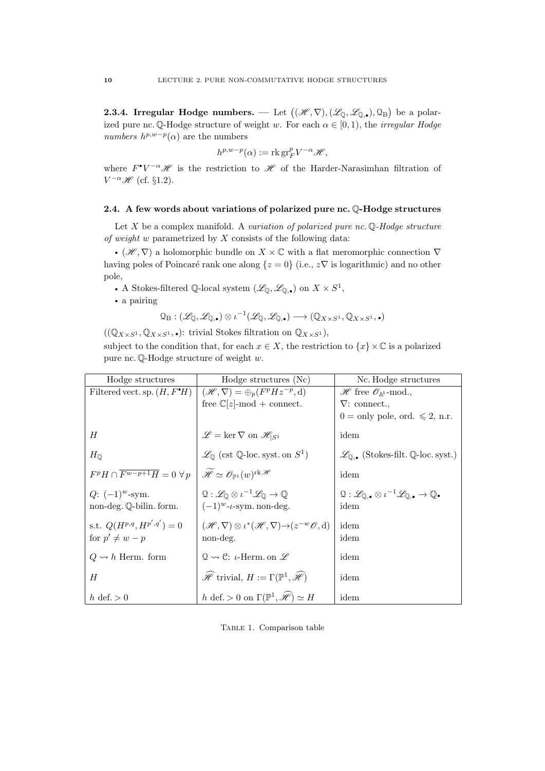**2.3.4. Irregular Hodge numbers.** — Let $\big((\mathscr{H},\nabla),(\mathscr{L}_{\mathbb{Q}},\mathscr{L}_{\mathbb{Q},\bullet}),\mathcal{Q}_{\mathrm{B}}\big)$ be a polarized pure nc. $\mathbb{Q}$-Hodge structure of weight $w$. For each $\alpha\in[0,1)$, the *irregular Hodge numbers* $h^{p,w-p}(\alpha)$ are the numbers

$$h^{p,w-p}(\alpha):=\operatorname{rk}\operatorname{gr}^p_F V^{-\alpha}\mathscr{H},$$

where $F^\bullet V^{-\alpha}\mathscr{H}$ is the restriction to $\mathscr{H}$ of the Harder-Narasimhan filtration of $V^{-\alpha}\mathscr{H}$ (cf. §1.2).

### 2.4. A few words about variations of polarized pure nc. $\mathbb{Q}$-Hodge structures

Let $X$ be a complex manifold. A *variation of polarized pure nc. $\mathbb{Q}$-Hodge structure of weight $w$ parametrized by $X$* consists of the following data:

- $(\mathscr{H},\nabla)$ a holomorphic bundle on $X\times\mathbb{C}$ with a flat meromorphic connection $\nabla$ having poles of Poincaré rank one along $\{z=0\}$ (i.e., $z\nabla$ is logarithmic) and no other pole,
- A Stokes-filtered $\mathbb{Q}$-local system $(\mathscr{L}_{\mathbb{Q}},\mathscr{L}_{\mathbb{Q},\bullet})$ on $X\times S^1$,
- a pairing

$$\mathcal{Q}_{\mathrm{B}}:(\mathscr{L}_{\mathbb{Q}},\mathscr{L}_{\mathbb{Q},\bullet})\otimes\iota^{-1}(\mathscr{L}_{\mathbb{Q}},\mathscr{L}_{\mathbb{Q},\bullet})\longrightarrow(\mathbb{Q}_{X\times S^1},\mathbb{Q}_{X\times S^1},\bullet)$$

($(\mathbb{Q}_{X\times S^1},\mathbb{Q}_{X\times S^1},\bullet)$: trivial Stokes filtration on $\mathbb{Q}_{X\times S^1}$),

subject to the condition that, for each $x\in X$, the restriction to $\{x\}\times\mathbb{C}$ is a polarized pure nc. $\mathbb{Q}$-Hodge structure of weight $w$.

| Hodge structures | Hodge structures (Nc) | Nc. Hodge structures |
|---|---|---|
| Filtered vect. sp. $(H,F^\bullet H)$ | $(\mathscr{H},\nabla)=\oplus_p(F^pHz^{-p},\mathrm{d})$<br>free $\mathbb{C}[z]$-mod + connect. | $\mathscr{H}$ free $\mathscr{O}_{\mathbb{A}^1}$-mod.,<br>$\nabla$: connect.,<br>$0=$ only pole, ord. $\leqslant 2$, n.r. |
| $H$ | $\mathscr{L}=\ker\nabla$ on $\mathscr{H}_{\mid S^1}$ | idem |
| $H_{\mathbb{Q}}$ | $\mathscr{L}_{\mathbb{Q}}$ (cst $\mathbb{Q}$-loc. syst. on $S^1$) | $\mathscr{L}_{\mathbb{Q},\bullet}$ (Stokes-filt. $\mathbb{Q}$-loc. syst.) |
| $F^pH\cap\overline{F^{w-p+1}H}=0\ \forall p$ | $\widetilde{\mathscr{H}}\simeq\mathscr{O}_{\mathbb{P}^1}(w)^{\operatorname{rk}\mathscr{H}}$ | idem |
| $Q$: $(-1)^w$-sym.<br>non-deg. $\mathbb{Q}$-bilin. form. | $\mathcal{Q}:\mathscr{L}_{\mathbb{Q}}\otimes\iota^{-1}\mathscr{L}_{\mathbb{Q}}\to\mathbb{Q}$<br>$(-1)^w$-$\iota$-sym. non-deg. | $\mathcal{Q}:\mathscr{L}_{\mathbb{Q},\bullet}\otimes\iota^{-1}\mathscr{L}_{\mathbb{Q},\bullet}\to\mathbb{Q}_\bullet$<br>idem |
| s.t. $Q(H^{p,q},H^{p',q'})=0$<br>for $p'\neq w-p$ | $(\mathscr{H},\nabla)\otimes\iota^*(\mathscr{H},\nabla)\to(z^{-w}\mathscr{O},\mathrm{d})$<br>non-deg. | idem<br>idem |
| $Q\rightsquigarrow h$ Herm. form | $\mathcal{Q}\rightsquigarrow\mathcal{C}$: $\iota$-Herm. on $\mathscr{L}$ | idem |
| $H$ | $\widehat{\mathscr{H}}$ trivial, $H:=\Gamma(\mathbb{P}^1,\widehat{\mathscr{H}})$ | idem |
| $h$ def. $>0$ | $h$ def. $>0$ on $\Gamma(\mathbb{P}^1,\widehat{\mathscr{H}})\simeq H$ | idem |

Table 1. Comparison table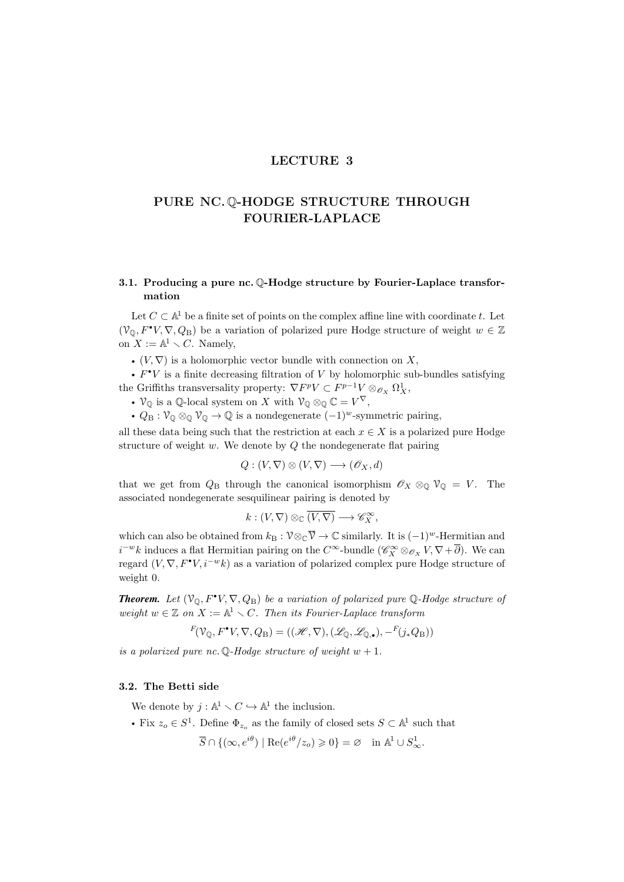# LECTURE 3

# PURE NC. $\mathbb{Q}$-HODGE STRUCTURE THROUGH FOURIER-LAPLACE

### 3.1. Producing a pure nc. $\mathbb{Q}$-Hodge structure by Fourier-Laplace transformation

Let $C \subset \mathbb{A}^1$ be a finite set of points on the complex affine line with coordinate $t$. Let $(\mathcal{V}_{\mathbb{Q}}, F^\bullet V, \nabla, Q_{\mathrm{B}})$ be a variation of polarized pure Hodge structure of weight $w \in \mathbb{Z}$ on $X := \mathbb{A}^1 \smallsetminus C$. Namely,

- $(V, \nabla)$ is a holomorphic vector bundle with connection on $X$,
- $F^\bullet V$ is a finite decreasing filtration of $V$ by holomorphic sub-bundles satisfying the Griffiths transversality property: $\nabla F^p V \subset F^{p-1} V \otimes_{\mathscr{O}_X} \Omega^1_X$,
- $\mathcal{V}_{\mathbb{Q}}$ is a $\mathbb{Q}$-local system on $X$ with $\mathcal{V}_{\mathbb{Q}} \otimes_{\mathbb{Q}} \mathbb{C} = V^\nabla$,
- $Q_{\mathrm{B}} : \mathcal{V}_{\mathbb{Q}} \otimes_{\mathbb{Q}} \mathcal{V}_{\mathbb{Q}} \to \mathbb{Q}$ is a nondegenerate $(-1)^w$-symmetric pairing,

all these data being such that the restriction at each $x \in X$ is a polarized pure Hodge structure of weight $w$. We denote by $Q$ the nondegenerate flat pairing

$$Q : (V, \nabla) \otimes (V, \nabla) \longrightarrow (\mathscr{O}_X, d)$$

that we get from $Q_{\mathrm{B}}$ through the canonical isomorphism $\mathscr{O}_X \otimes_{\mathbb{Q}} \mathcal{V}_{\mathbb{Q}} = V$. The associated nondegenerate sesquilinear pairing is denoted by

$$k : (V, \nabla) \otimes_{\mathbb{C}} \overline{(V, \nabla)} \longrightarrow \mathscr{C}^\infty_X,$$

which can also be obtained from $k_{\mathrm{B}} : \mathcal{V} \otimes_{\mathbb{C}} \overline{\mathcal{V}} \to \mathbb{C}$ similarly. It is $(-1)^w$-Hermitian and $i^{-w} k$ induces a flat Hermitian pairing on the $C^\infty$-bundle $(\mathscr{C}^\infty_X \otimes_{\mathscr{O}_X} V, \nabla + \overline{\partial})$. We can regard $(V, \nabla, F^\bullet V, i^{-w} k)$ as a variation of polarized complex pure Hodge structure of weight 0.

***Theorem.*** *Let $(\mathcal{V}_{\mathbb{Q}}, F^\bullet V, \nabla, Q_{\mathrm{B}})$ be a variation of polarized pure $\mathbb{Q}$-Hodge structure of weight $w \in \mathbb{Z}$ on $X := \mathbb{A}^1 \smallsetminus C$. Then its Fourier-Laplace transform*

$${}^F(\mathcal{V}_{\mathbb{Q}}, F^\bullet V, \nabla, Q_{\mathrm{B}}) = ((\mathscr{H}, \nabla), (\mathscr{L}_{\mathbb{Q}}, \mathscr{L}_{\mathbb{Q},\bullet}), -{}^F(j_* Q_{\mathrm{B}}))$$

*is a polarized pure nc. $\mathbb{Q}$-Hodge structure of weight $w + 1$.*

### 3.2. The Betti side

We denote by $j : \mathbb{A}^1 \smallsetminus C \hookrightarrow \mathbb{A}^1$ the inclusion.

- Fix $z_o \in S^1$. Define $\Phi_{z_o}$ as the family of closed sets $S \subset \mathbb{A}^1$ such that

$$\overline{S} \cap \{(\infty, e^{i\theta}) \mid \mathrm{Re}(e^{i\theta}/z_o) \geqslant 0\} = \varnothing \quad \text{in } \mathbb{A}^1 \cup S^1_\infty.$$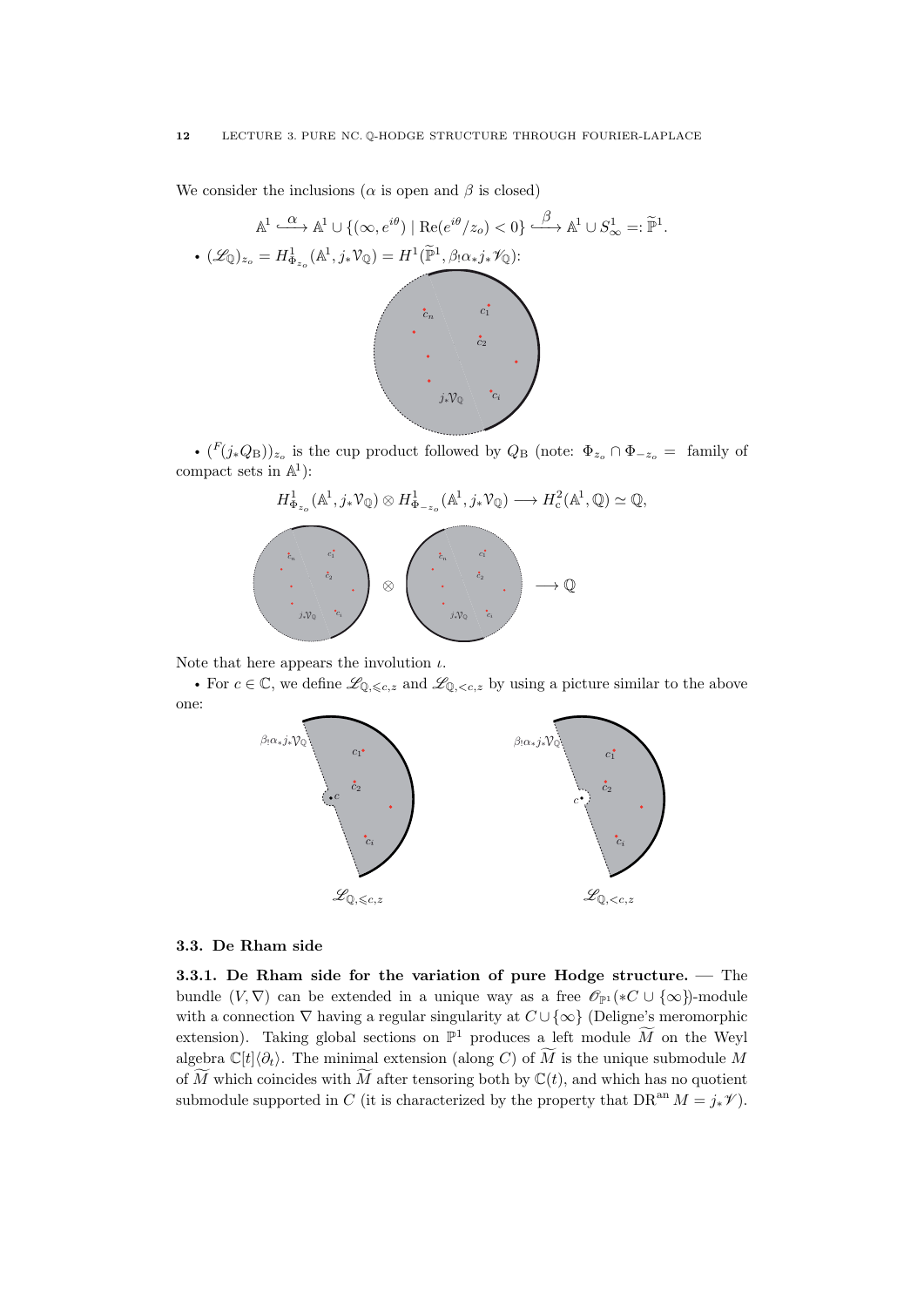We consider the inclusions ($\alpha$ is open and $\beta$ is closed)

$$\mathbb{A}^1 \overset{\alpha}{\hookrightarrow} \mathbb{A}^1 \cup \{(\infty, e^{i\theta}) \mid \operatorname{Re}(e^{i\theta}/z_o) < 0\} \overset{\beta}{\hookrightarrow} \mathbb{A}^1 \cup S^1_\infty =: \widetilde{\mathbb{P}}^1.$$

- $(\mathscr{L}_{\mathbb{Q}})_{z_o} = H^1_{\Phi_{z_o}}(\mathbb{A}^1, j_*\mathcal{V}_{\mathbb{Q}}) = H^1(\widetilde{\mathbb{P}}^1, \beta_!\alpha_*j_*\mathscr{V}_{\mathbb{Q}})$:

- $({}^F(j_*Q_{\mathrm{B}}))_{z_o}$ is the cup product followed by $Q_{\mathrm{B}}$ (note: $\Phi_{z_o} \cap \Phi_{-z_o} =$ family of compact sets in $\mathbb{A}^1$):

$$H^1_{\Phi_{z_o}}(\mathbb{A}^1, j_*\mathcal{V}_{\mathbb{Q}}) \otimes H^1_{\Phi_{-z_o}}(\mathbb{A}^1, j_*\mathcal{V}_{\mathbb{Q}}) \longrightarrow H^2_{\mathrm{c}}(\mathbb{A}^1, \mathbb{Q}) \simeq \mathbb{Q},$$

Note that here appears the involution $\iota$.

- For $c \in \mathbb{C}$, we define $\mathscr{L}_{\mathbb{Q},\leqslant c,z}$ and $\mathscr{L}_{\mathbb{Q},<c,z}$ by using a picture similar to the above one:

### 3.3. De Rham side

**3.3.1. De Rham side for the variation of pure Hodge structure.** — The bundle $(V, \nabla)$ can be extended in a unique way as a free $\mathscr{O}_{\mathbb{P}^1}(*C \cup \{\infty\})$-module with a connection $\nabla$ having a regular singularity at $C \cup \{\infty\}$ (Deligne's meromorphic extension). Taking global sections on $\mathbb{P}^1$ produces a left module $\widetilde{M}$ on the Weyl algebra $\mathbb{C}[t]\langle\partial_t\rangle$. The minimal extension (along $C$) of $\widetilde{M}$ is the unique submodule $M$ of $\widetilde{M}$ which coincides with $\widetilde{M}$ after tensoring both by $\mathbb{C}(t)$, and which has no quotient submodule supported in $C$ (it is characterized by the property that $\mathrm{DR}^{\mathrm{an}}\, M = j_*\mathscr{V}$).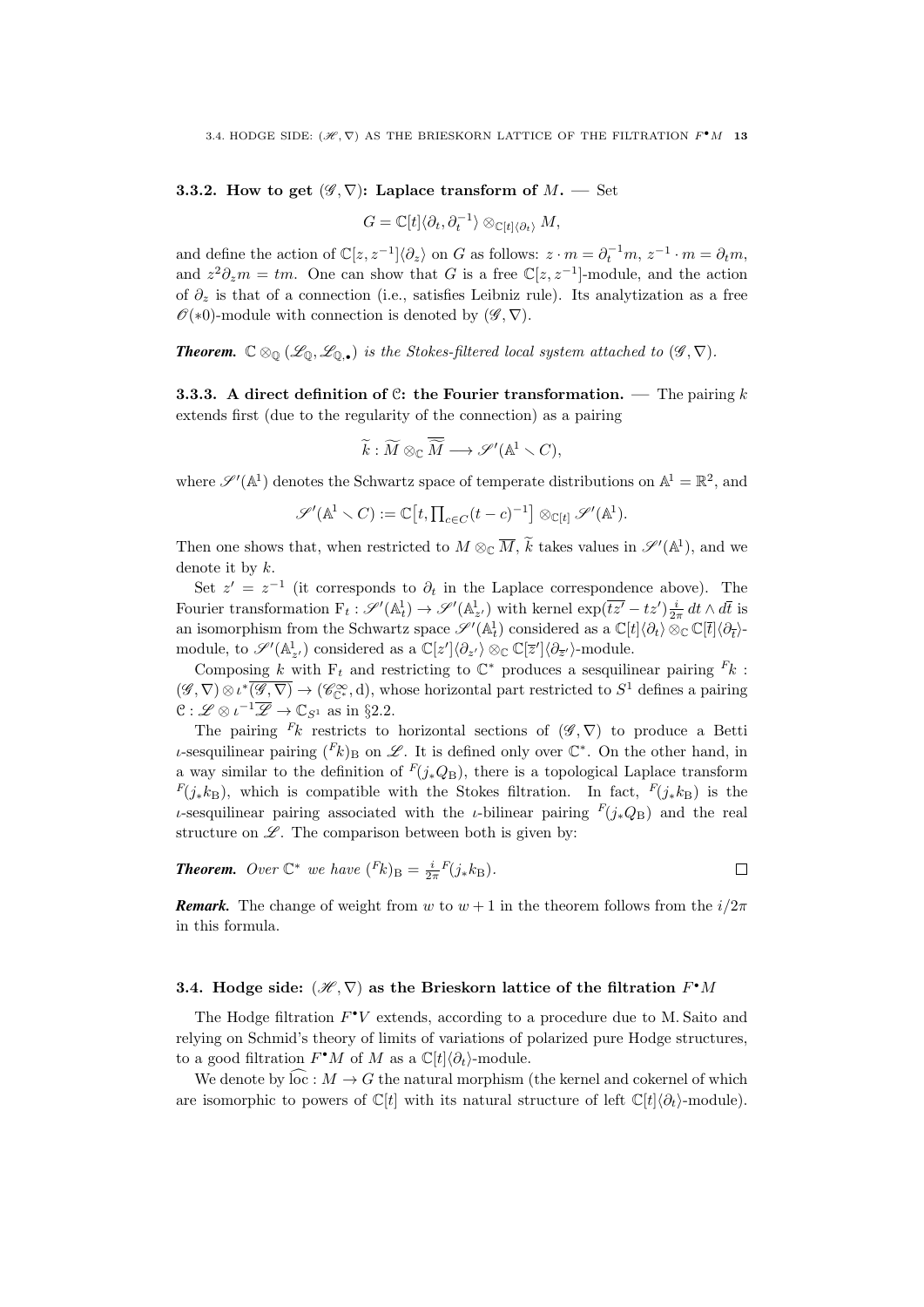**3.3.2. How to get $(\mathscr{G},\nabla)$: Laplace transform of $M$.** — Set

$$G=\mathbb{C}[t]\langle\partial_t,\partial_t^{-1}\rangle\otimes_{\mathbb{C}[t]\langle\partial_t\rangle}M,$$

and define the action of $\mathbb{C}[z,z^{-1}]\langle\partial_z\rangle$ on $G$ as follows: $z\cdot m=\partial_t^{-1}m$, $z^{-1}\cdot m=\partial_t m$, and $z^2\partial_z m=tm$. One can show that $G$ is a free $\mathbb{C}[z,z^{-1}]$-module, and the action of $\partial_z$ is that of a connection (i.e., satisfies Leibniz rule). Its analytization as a free $\mathscr{O}(*0)$-module with connection is denoted by $(\mathscr{G},\nabla)$.

***Theorem.*** *$\mathbb{C}\otimes_{\mathbb{Q}}(\mathscr{L}_{\mathbb{Q}},\mathscr{L}_{\mathbb{Q},\bullet})$ is the Stokes-filtered local system attached to $(\mathscr{G},\nabla)$.*

**3.3.3. A direct definition of $\mathcal{C}$: the Fourier transformation.** — The pairing $k$ extends first (due to the regularity of the connection) as a pairing

$$\widetilde{k}:\widetilde{M}\otimes_{\mathbb{C}}\overline{\widetilde{M}}\longrightarrow\mathscr{S}'(\mathbb{A}^1\smallsetminus C),$$

where $\mathscr{S}'(\mathbb{A}^1)$ denotes the Schwartz space of temperate distributions on $\mathbb{A}^1=\mathbb{R}^2$, and

$$\mathscr{S}'(\mathbb{A}^1\smallsetminus C):=\mathbb{C}\big[t,\textstyle\prod_{c\in C}(t-c)^{-1}\big]\otimes_{\mathbb{C}[t]}\mathscr{S}'(\mathbb{A}^1).$$

Then one shows that, when restricted to $M\otimes_{\mathbb{C}}\overline{M}$, $\widetilde{k}$ takes values in $\mathscr{S}'(\mathbb{A}^1)$, and we denote it by $k$.

Set $z'=z^{-1}$ (it corresponds to $\partial_t$ in the Laplace correspondence above). The Fourier transformation $\mathrm{F}_t:\mathscr{S}'(\mathbb{A}^1_t)\to\mathscr{S}'(\mathbb{A}^1_{z'})$ with kernel $\exp(\overline{tz'}-tz')\frac{i}{2\pi}\,dt\wedge d\overline{t}$ is an isomorphism from the Schwartz space $\mathscr{S}'(\mathbb{A}^1_t)$ considered as a $\mathbb{C}[t]\langle\partial_t\rangle\otimes_{\mathbb{C}}\mathbb{C}[\overline{t}]\langle\partial_{\overline{t}}\rangle$-module, to $\mathscr{S}'(\mathbb{A}^1_{z'})$ considered as a $\mathbb{C}[z']\langle\partial_{z'}\rangle\otimes_{\mathbb{C}}\mathbb{C}[\overline{z}']\langle\partial_{\overline{z}'}\rangle$-module.

Composing $k$ with $\mathrm{F}_t$ and restricting to $\mathbb{C}^*$ produces a sesquilinear pairing ${}^F\!k:(\mathscr{G},\nabla)\otimes\iota^*\overline{(\mathscr{G},\nabla)}\to(\mathscr{C}^\infty_{\mathbb{C}^*},\mathrm{d})$, whose horizontal part restricted to $S^1$ defines a pairing $\mathcal{C}:\mathscr{L}\otimes\iota^{-1}\overline{\mathscr{L}}\to\mathbb{C}_{S^1}$ as in §2.2.

The pairing ${}^F\!k$ restricts to horizontal sections of $(\mathscr{G},\nabla)$ to produce a Betti $\iota$-sesquilinear pairing $({}^F\!k)_{\mathrm{B}}$ on $\mathscr{L}$. It is defined only over $\mathbb{C}^*$. On the other hand, in a way similar to the definition of ${}^F\!(j_*Q_{\mathrm{B}})$, there is a topological Laplace transform ${}^F\!(j_*k_{\mathrm{B}})$, which is compatible with the Stokes filtration. In fact, ${}^F\!(j_*k_{\mathrm{B}})$ is the $\iota$-sesquilinear pairing associated with the $\iota$-bilinear pairing ${}^F\!(j_*Q_{\mathrm{B}})$ and the real structure on $\mathscr{L}$. The comparison between both is given by:

***Theorem.*** *Over $\mathbb{C}^*$ we have $({}^F\!k)_{\mathrm{B}}=\frac{i}{2\pi}{}^F\!(j_*k_{\mathrm{B}})$.* □

***Remark.*** The change of weight from $w$ to $w+1$ in the theorem follows from the $i/2\pi$ in this formula.

### 3.4. Hodge side: $(\mathscr{H},\nabla)$ as the Brieskorn lattice of the filtration $F^\bullet M$

The Hodge filtration $F^\bullet V$ extends, according to a procedure due to M. Saito and relying on Schmid's theory of limits of variations of polarized pure Hodge structures, to a good filtration $F^\bullet M$ of $M$ as a $\mathbb{C}[t]\langle\partial_t\rangle$-module.

We denote by $\widehat{\mathrm{loc}}:M\to G$ the natural morphism (the kernel and cokernel of which are isomorphic to powers of $\mathbb{C}[t]$ with its natural structure of left $\mathbb{C}[t]\langle\partial_t\rangle$-module).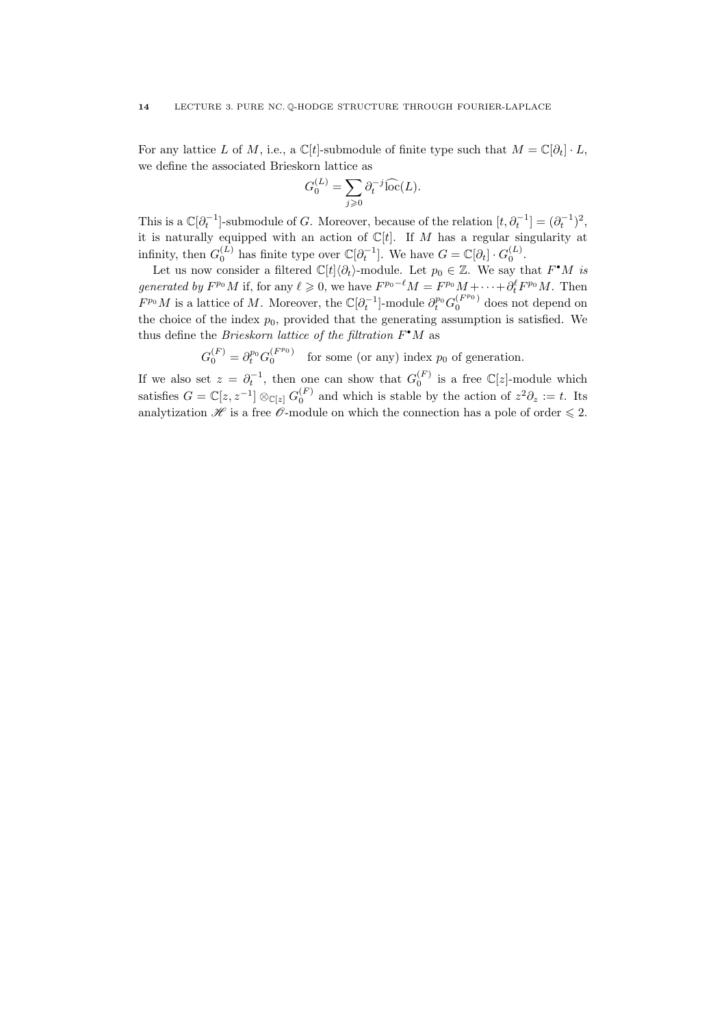For any lattice $L$ of $M$, i.e., a $\mathbb{C}[t]$-submodule of finite type such that $M = \mathbb{C}[\partial_t] \cdot L$, we define the associated Brieskorn lattice as

$$G_0^{(L)} = \sum_{j \geqslant 0} \partial_t^{-j} \widehat{\mathrm{loc}}(L).$$

This is a $\mathbb{C}[\partial_t^{-1}]$-submodule of $G$. Moreover, because of the relation $[t, \partial_t^{-1}] = (\partial_t^{-1})^2$, it is naturally equipped with an action of $\mathbb{C}[t]$. If $M$ has a regular singularity at infinity, then $G_0^{(L)}$ has finite type over $\mathbb{C}[\partial_t^{-1}]$. We have $G = \mathbb{C}[\partial_t] \cdot G_0^{(L)}$.

Let us now consider a filtered $\mathbb{C}[t]\langle \partial_t \rangle$-module. Let $p_0 \in \mathbb{Z}$. We say that $F^\bullet M$ *is generated by* $F^{p_0} M$ if, for any $\ell \geqslant 0$, we have $F^{p_0 - \ell} M = F^{p_0} M + \cdots + \partial_t^\ell F^{p_0} M$. Then $F^{p_0} M$ is a lattice of $M$. Moreover, the $\mathbb{C}[\partial_t^{-1}]$-module $\partial_t^{p_0} G_0^{(F^{p_0})}$ does not depend on the choice of the index $p_0$, provided that the generating assumption is satisfied. We thus define the *Brieskorn lattice of the filtration* $F^\bullet M$ as

$$G_0^{(F)} = \partial_t^{p_0} G_0^{(F^{p_0})} \quad \text{for some (or any) index } p_0 \text{ of generation.}$$

If we also set $z = \partial_t^{-1}$, then one can show that $G_0^{(F)}$ is a free $\mathbb{C}[z]$-module which satisfies $G = \mathbb{C}[z, z^{-1}] \otimes_{\mathbb{C}[z]} G_0^{(F)}$ and which is stable by the action of $z^2 \partial_z := t$. Its analytization $\mathscr{H}$ is a free $\mathscr{O}$-module on which the connection has a pole of order $\leqslant 2$.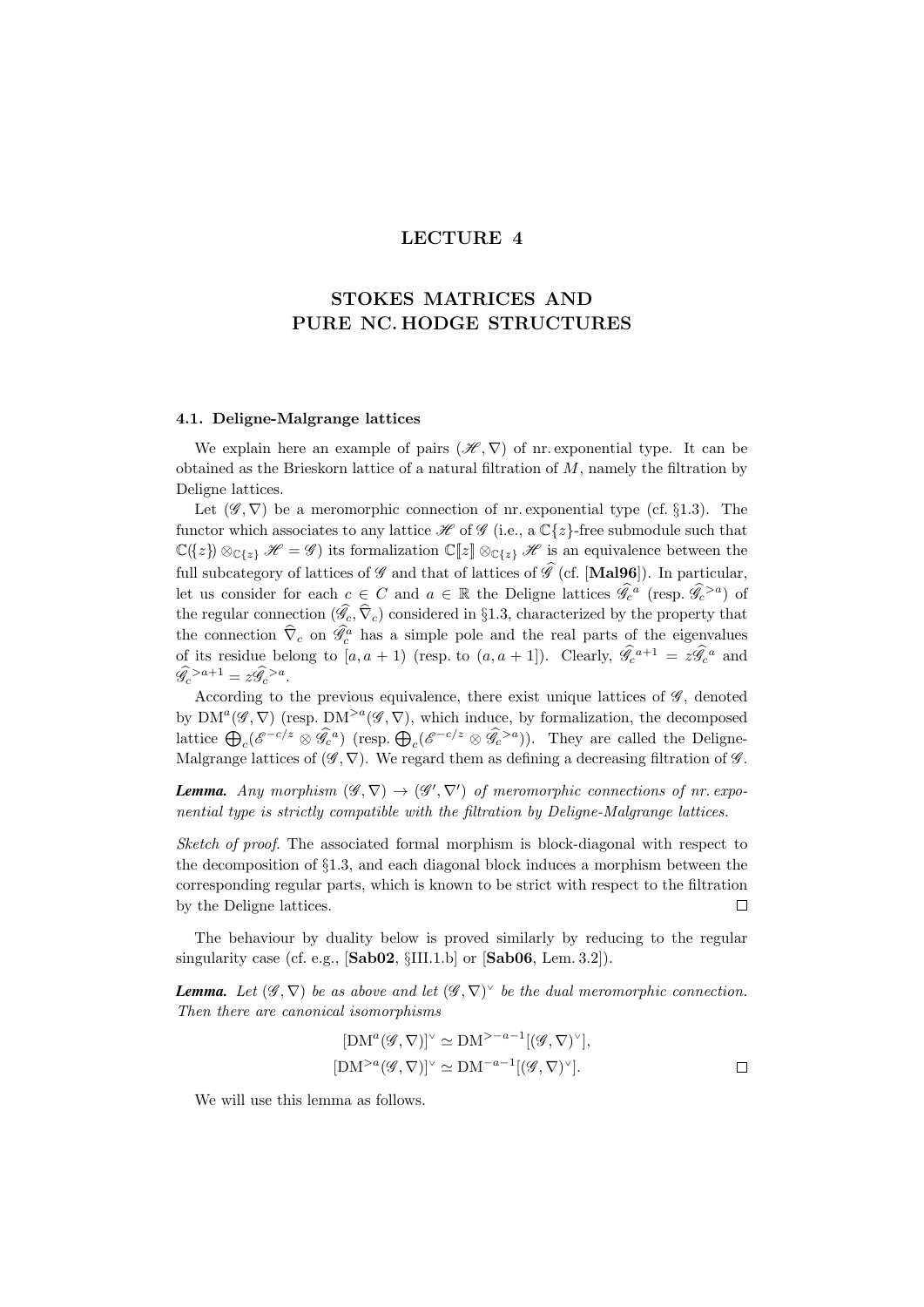# LECTURE 4

# STOKES MATRICES AND PURE NC. HODGE STRUCTURES

### 4.1. Deligne-Malgrange lattices

We explain here an example of pairs $(\mathscr{H},\nabla)$ of nr. exponential type. It can be obtained as the Brieskorn lattice of a natural filtration of $M$, namely the filtration by Deligne lattices.

Let $(\mathscr{G},\nabla)$ be a meromorphic connection of nr. exponential type (cf. §1.3). The functor which associates to any lattice $\mathscr{H}$ of $\mathscr{G}$ (i.e., a $\mathbb{C}\{z\}$-free submodule such that $\mathbb{C}(\{z\})\otimes_{\mathbb{C}\{z\}}\mathscr{H}=\mathscr{G}$) its formalization $\mathbb{C}[\![z]\!]\otimes_{\mathbb{C}\{z\}}\mathscr{H}$ is an equivalence between the full subcategory of lattices of $\mathscr{G}$ and that of lattices of $\widehat{\mathscr{G}}$ (cf. [**Mal96**]). In particular, let us consider for each $c\in C$ and $a\in\mathbb{R}$ the Deligne lattices $\widehat{\mathscr{G}}_c{}^a$ (resp. $\widehat{\mathscr{G}}_c{}^{>a}$) of the regular connection $(\widehat{\mathscr{G}}_c,\widehat{\nabla}_c)$ considered in §1.3, characterized by the property that the connection $\widehat{\nabla}_c$ on $\widehat{\mathscr{G}}_c^a$ has a simple pole and the real parts of the eigenvalues of its residue belong to $[a,a+1)$ (resp. to $(a,a+1]$). Clearly, $\widehat{\mathscr{G}}_c{}^{a+1}=z\widehat{\mathscr{G}}_c{}^a$ and $\widehat{\mathscr{G}}_c{}^{>a+1}=z\widehat{\mathscr{G}}_c{}^{>a}$.

According to the previous equivalence, there exist unique lattices of $\mathscr{G}$, denoted by $\mathrm{DM}^a(\mathscr{G},\nabla)$ (resp. $\mathrm{DM}^{>a}(\mathscr{G},\nabla)$, which induce, by formalization, the decomposed lattice $\bigoplus_c(\mathscr{E}^{-c/z}\otimes\widehat{\mathscr{G}}_c{}^a)$ (resp. $\bigoplus_c(\mathscr{E}^{-c/z}\otimes\widehat{\mathscr{G}}_c{}^{>a})$). They are called the Deligne-Malgrange lattices of $(\mathscr{G},\nabla)$. We regard them as defining a decreasing filtration of $\mathscr{G}$.

***Lemma.*** *Any morphism $(\mathscr{G},\nabla)\to(\mathscr{G}',\nabla')$ of meromorphic connections of nr. exponential type is strictly compatible with the filtration by Deligne-Malgrange lattices.*

*Sketch of proof.* The associated formal morphism is block-diagonal with respect to the decomposition of §1.3, and each diagonal block induces a morphism between the corresponding regular parts, which is known to be strict with respect to the filtration by the Deligne lattices. □

The behaviour by duality below is proved similarly by reducing to the regular singularity case (cf. e.g., [**Sab02**, §III.1.b] or [**Sab06**, Lem. 3.2]).

***Lemma.*** *Let $(\mathscr{G},\nabla)$ be as above and let $(\mathscr{G},\nabla)^\vee$ be the dual meromorphic connection. Then there are canonical isomorphisms*

$$
\begin{aligned}
[\mathrm{DM}^a(\mathscr{G},\nabla)]^\vee &\simeq \mathrm{DM}^{>-a-1}[(\mathscr{G},\nabla)^\vee],\\
[\mathrm{DM}^{>a}(\mathscr{G},\nabla)]^\vee &\simeq \mathrm{DM}^{-a-1}[(\mathscr{G},\nabla)^\vee].
\end{aligned}
$$

□

We will use this lemma as follows.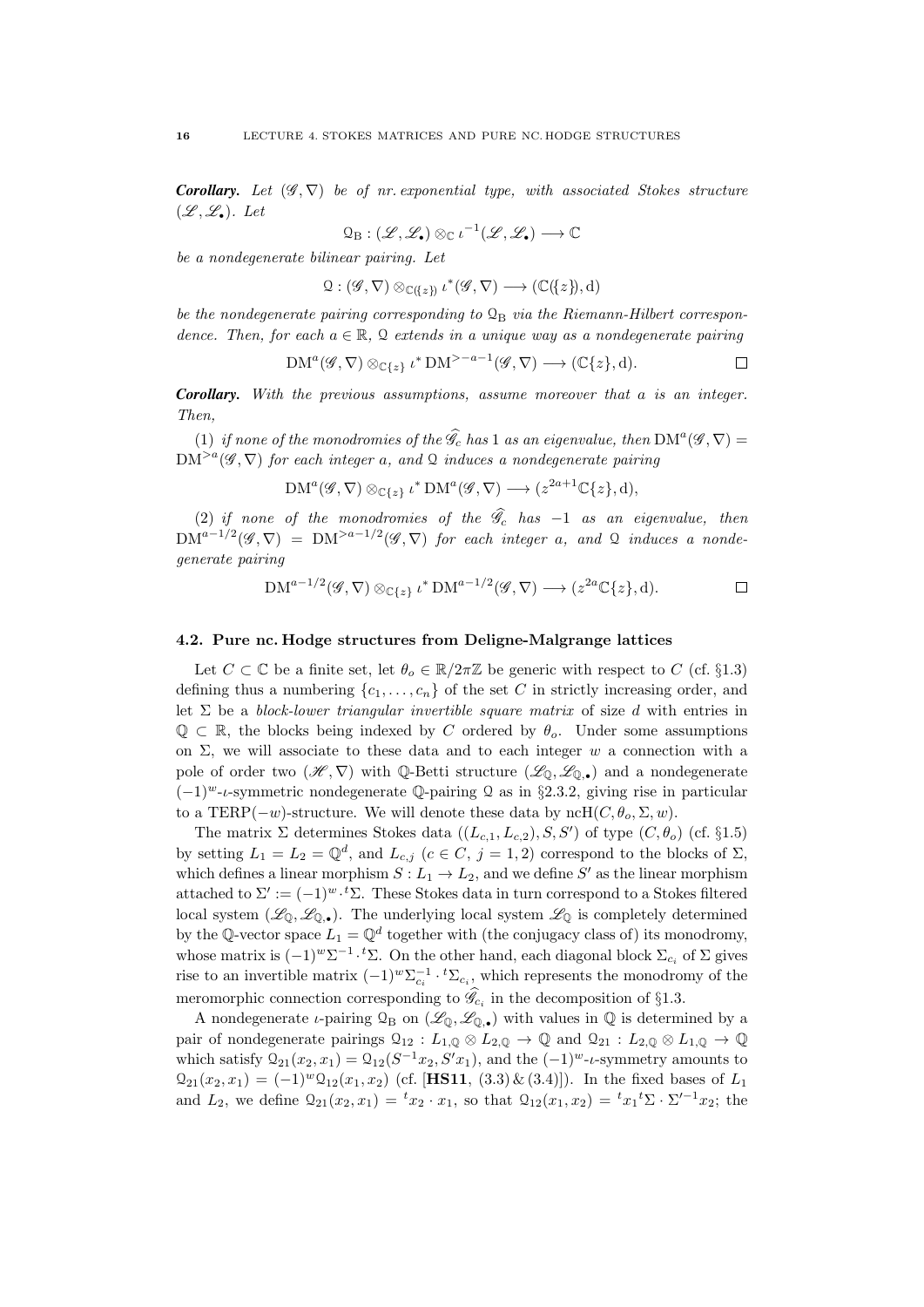***Corollary.*** *Let $(\mathscr{G},\nabla)$ be of nr. exponential type, with associated Stokes structure $(\mathscr{L},\mathscr{L}_\bullet)$. Let*

$$\mathcal{Q}_{\mathrm{B}} : (\mathscr{L},\mathscr{L}_\bullet)\otimes_{\mathbb{C}} \iota^{-1}(\mathscr{L},\mathscr{L}_\bullet) \longrightarrow \mathbb{C}$$

*be a nondegenerate bilinear pairing. Let*

$$\mathcal{Q} : (\mathscr{G},\nabla)\otimes_{\mathbb{C}(\{z\})} \iota^*(\mathscr{G},\nabla) \longrightarrow (\mathbb{C}(\{z\}),\mathrm{d})$$

*be the nondegenerate pairing corresponding to $\mathcal{Q}_{\mathrm{B}}$ via the Riemann-Hilbert correspondence. Then, for each $a\in\mathbb{R}$, $\mathcal{Q}$ extends in a unique way as a nondegenerate pairing*

$$\mathrm{DM}^a(\mathscr{G},\nabla)\otimes_{\mathbb{C}\{z\}} \iota^*\,\mathrm{DM}^{>-a-1}(\mathscr{G},\nabla) \longrightarrow (\mathbb{C}\{z\},\mathrm{d}). \qquad \square$$

***Corollary.*** *With the previous assumptions, assume moreover that $a$ is an integer. Then,*

*(1) if none of the monodromies of the $\widehat{\mathscr{G}}_c$ has $1$ as an eigenvalue, then $\mathrm{DM}^a(\mathscr{G},\nabla) = \mathrm{DM}^{>a}(\mathscr{G},\nabla)$ for each integer $a$, and $\mathcal{Q}$ induces a nondegenerate pairing*

$$\mathrm{DM}^a(\mathscr{G},\nabla)\otimes_{\mathbb{C}\{z\}} \iota^*\,\mathrm{DM}^{a}(\mathscr{G},\nabla) \longrightarrow (z^{2a+1}\mathbb{C}\{z\},\mathrm{d}),$$

*(2) if none of the monodromies of the $\widehat{\mathscr{G}}_c$ has $-1$ as an eigenvalue, then $\mathrm{DM}^{a-1/2}(\mathscr{G},\nabla) = \mathrm{DM}^{>a-1/2}(\mathscr{G},\nabla)$ for each integer $a$, and $\mathcal{Q}$ induces a nondegenerate pairing*

$$\mathrm{DM}^{a-1/2}(\mathscr{G},\nabla)\otimes_{\mathbb{C}\{z\}} \iota^*\,\mathrm{DM}^{a-1/2}(\mathscr{G},\nabla) \longrightarrow (z^{2a}\mathbb{C}\{z\},\mathrm{d}). \qquad \square$$

## 4.2. Pure nc. Hodge structures from Deligne-Malgrange lattices

Let $C\subset\mathbb{C}$ be a finite set, let $\theta_o\in\mathbb{R}/2\pi\mathbb{Z}$ be generic with respect to $C$ (cf. §1.3) defining thus a numbering $\{c_1,\dots,c_n\}$ of the set $C$ in strictly increasing order, and let $\Sigma$ be a *block-lower triangular invertible square matrix* of size $d$ with entries in $\mathbb{Q}\subset\mathbb{R}$, the blocks being indexed by $C$ ordered by $\theta_o$. Under some assumptions on $\Sigma$, we will associate to these data and to each integer $w$ a connection with a pole of order two $(\mathscr{H},\nabla)$ with $\mathbb{Q}$-Betti structure $(\mathscr{L}_{\mathbb{Q}},\mathscr{L}_{\mathbb{Q},\bullet})$ and a nondegenerate $(-1)^w$-$\iota$-symmetric nondegenerate $\mathbb{Q}$-pairing $\mathcal{Q}$ as in §2.3.2, giving rise in particular to a $\mathrm{TERP}(-w)$-structure. We will denote these data by $\mathrm{ncH}(C,\theta_o,\Sigma,w)$.

The matrix $\Sigma$ determines Stokes data $((L_{c,1},L_{c,2}),S,S')$ of type $(C,\theta_o)$ (cf. §1.5) by setting $L_1=L_2=\mathbb{Q}^d$, and $L_{c,j}$ ($c\in C$, $j=1,2$) correspond to the blocks of $\Sigma$, which defines a linear morphism $S:L_1\to L_2$, and we define $S'$ as the linear morphism attached to $\Sigma' := (-1)^w\cdot{}^t\Sigma$. These Stokes data in turn correspond to a Stokes filtered local system $(\mathscr{L}_{\mathbb{Q}},\mathscr{L}_{\mathbb{Q},\bullet})$. The underlying local system $\mathscr{L}_{\mathbb{Q}}$ is completely determined by the $\mathbb{Q}$-vector space $L_1=\mathbb{Q}^d$ together with (the conjugacy class of) its monodromy, whose matrix is $(-1)^w\Sigma^{-1}\cdot{}^t\Sigma$. On the other hand, each diagonal block $\Sigma_{c_i}$ of $\Sigma$ gives rise to an invertible matrix $(-1)^w\Sigma_{c_i}^{-1}\cdot{}^t\Sigma_{c_i}$, which represents the monodromy of the meromorphic connection corresponding to $\widehat{\mathscr{G}}_{c_i}$ in the decomposition of §1.3.

A nondegenerate $\iota$-pairing $\mathcal{Q}_{\mathrm{B}}$ on $(\mathscr{L}_{\mathbb{Q}},\mathscr{L}_{\mathbb{Q},\bullet})$ with values in $\mathbb{Q}$ is determined by a pair of nondegenerate pairings $\mathcal{Q}_{12}: L_{1,\mathbb{Q}}\otimes L_{2,\mathbb{Q}}\to\mathbb{Q}$ and $\mathcal{Q}_{21}: L_{2,\mathbb{Q}}\otimes L_{1,\mathbb{Q}}\to\mathbb{Q}$ which satisfy $\mathcal{Q}_{21}(x_2,x_1)=\mathcal{Q}_{12}(S^{-1}x_2,S'x_1)$, and the $(-1)^w$-$\iota$-symmetry amounts to $\mathcal{Q}_{21}(x_2,x_1)=(-1)^w\mathcal{Q}_{12}(x_1,x_2)$ (cf. [**HS11**, (3.3) & (3.4)]). In the fixed bases of $L_1$ and $L_2$, we define $\mathcal{Q}_{21}(x_2,x_1)={}^tx_2\cdot x_1$, so that $\mathcal{Q}_{12}(x_1,x_2)={}^tx_1{}^t\Sigma\cdot\Sigma'^{-1}x_2$; the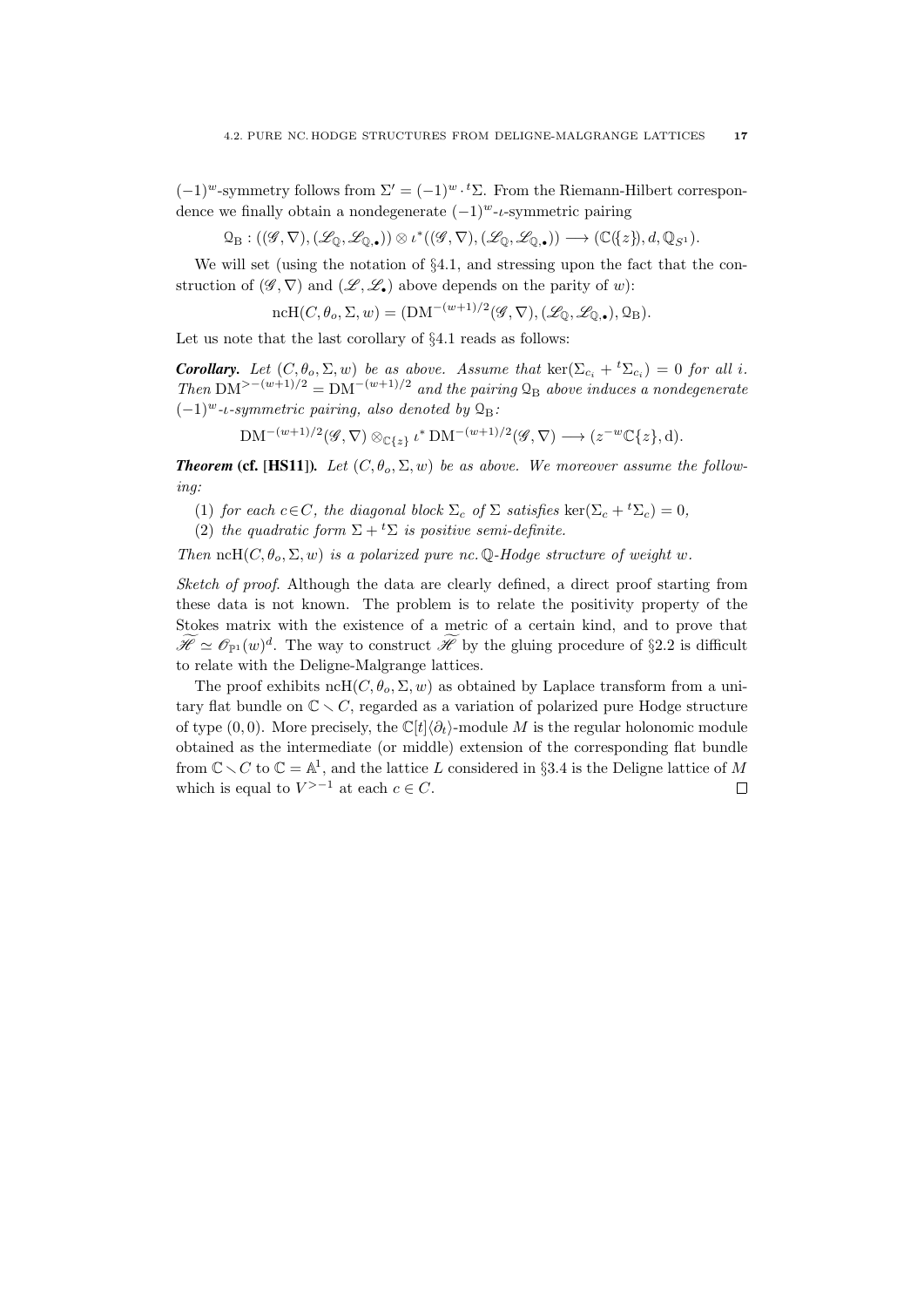$(-1)^w$-symmetry follows from $\Sigma' = (-1)^w \cdot {}^t\Sigma$. From the Riemann-Hilbert correspondence we finally obtain a nondegenerate $(-1)^w$-$\iota$-symmetric pairing

$$\mathcal{Q}_{\mathrm{B}} : ((\mathscr{G}, \nabla), (\mathscr{L}_{\mathbb{Q}}, \mathscr{L}_{\mathbb{Q},\bullet})) \otimes \iota^*((\mathscr{G}, \nabla), (\mathscr{L}_{\mathbb{Q}}, \mathscr{L}_{\mathbb{Q},\bullet})) \longrightarrow (\mathbb{C}(\{z\}), d, \mathbb{Q}_{S^1}).$$

We will set (using the notation of §4.1, and stressing upon the fact that the construction of $(\mathscr{G}, \nabla)$ and $(\mathscr{L}, \mathscr{L}_\bullet)$ above depends on the parity of $w$):

$$\mathrm{ncH}(C, \theta_o, \Sigma, w) = (\mathrm{DM}^{-(w+1)/2}(\mathscr{G}, \nabla), (\mathscr{L}_{\mathbb{Q}}, \mathscr{L}_{\mathbb{Q},\bullet}), \mathcal{Q}_{\mathrm{B}}).$$

Let us note that the last corollary of §4.1 reads as follows:

***Corollary.*** *Let $(C, \theta_o, \Sigma, w)$ be as above. Assume that $\ker(\Sigma_{c_i} + {}^t\Sigma_{c_i}) = 0$ for all $i$. Then $\mathrm{DM}^{>-(w+1)/2} = \mathrm{DM}^{-(w+1)/2}$ and the pairing $\mathcal{Q}_{\mathrm{B}}$ above induces a nondegenerate $(-1)^w$-$\iota$-symmetric pairing, also denoted by $\mathcal{Q}_{\mathrm{B}}$:*

$$\mathrm{DM}^{-(w+1)/2}(\mathscr{G}, \nabla) \otimes_{\mathbb{C}\{z\}} \iota^* \mathrm{DM}^{-(w+1)/2}(\mathscr{G}, \nabla) \longrightarrow (z^{-w}\mathbb{C}\{z\}, \mathrm{d}).$$

***Theorem* (cf. [HS11]).** *Let $(C, \theta_o, \Sigma, w)$ be as above. We moreover assume the following:*

(1) *for each $c \in C$, the diagonal block $\Sigma_c$ of $\Sigma$ satisfies $\ker(\Sigma_c + {}^t\Sigma_c) = 0$,*
(2) *the quadratic form $\Sigma + {}^t\Sigma$ is positive semi-definite.*

*Then $\mathrm{ncH}(C, \theta_o, \Sigma, w)$ is a polarized pure nc. $\mathbb{Q}$-Hodge structure of weight $w$.*

*Sketch of proof.* Although the data are clearly defined, a direct proof starting from these data is not known. The problem is to relate the positivity property of the Stokes matrix with the existence of a metric of a certain kind, and to prove that $\widetilde{\mathscr{H}} \simeq \mathscr{O}_{\mathbb{P}^1}(w)^d$. The way to construct $\widetilde{\mathscr{H}}$ by the gluing procedure of §2.2 is difficult to relate with the Deligne-Malgrange lattices.

The proof exhibits $\mathrm{ncH}(C, \theta_o, \Sigma, w)$ as obtained by Laplace transform from a unitary flat bundle on $\mathbb{C} \smallsetminus C$, regarded as a variation of polarized pure Hodge structure of type $(0, 0)$. More precisely, the $\mathbb{C}[t]\langle\partial_t\rangle$-module $M$ is the regular holonomic module obtained as the intermediate (or middle) extension of the corresponding flat bundle from $\mathbb{C} \smallsetminus C$ to $\mathbb{C} = \mathbb{A}^1$, and the lattice $L$ considered in §3.4 is the Deligne lattice of $M$ which is equal to $V^{>-1}$ at each $c \in C$. □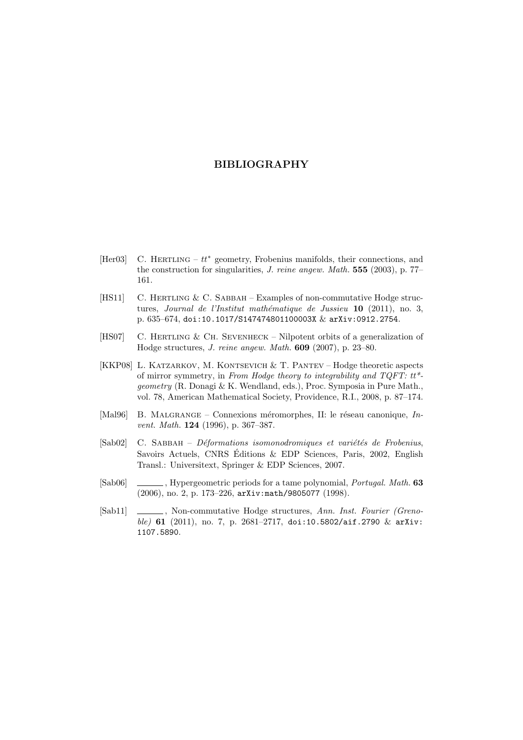# BIBLIOGRAPHY

[Her03] C. Hertling – $tt^*$ geometry, Frobenius manifolds, their connections, and the construction for singularities, *J. reine angew. Math.* **555** (2003), p. 77–161.

[HS11] C. Hertling & C. Sabbah – Examples of non-commutative Hodge structures, *Journal de l'Institut mathématique de Jussieu* **10** (2011), no. 3, p. 635–674, doi:10.1017/S147474801100003X & arXiv:0912.2754.

[HS07] C. Hertling & Ch. Sevenheck – Nilpotent orbits of a generalization of Hodge structures, *J. reine angew. Math.* **609** (2007), p. 23–80.

[KKP08] L. Katzarkov, M. Kontsevich & T. Pantev – Hodge theoretic aspects of mirror symmetry, in *From Hodge theory to integrability and TQFT: tt\*-geometry* (R. Donagi & K. Wendland, eds.), Proc. Symposia in Pure Math., vol. 78, American Mathematical Society, Providence, R.I., 2008, p. 87–174.

[Mal96] B. Malgrange – Connexions méromorphes, II: le réseau canonique, *Invent. Math.* **124** (1996), p. 367–387.

[Sab02] C. Sabbah – *Déformations isomonodromiques et variétés de Frobenius*, Savoirs Actuels, CNRS Éditions & EDP Sciences, Paris, 2002, English Transl.: Universitext, Springer & EDP Sciences, 2007.

[Sab06] ______, Hypergeometric periods for a tame polynomial, *Portugal. Math.* **63** (2006), no. 2, p. 173–226, arXiv:math/9805077 (1998).

[Sab11] ______, Non-commutative Hodge structures, *Ann. Inst. Fourier (Grenoble)* **61** (2011), no. 7, p. 2681–2717, doi:10.5802/aif.2790 & arXiv:1107.5890.